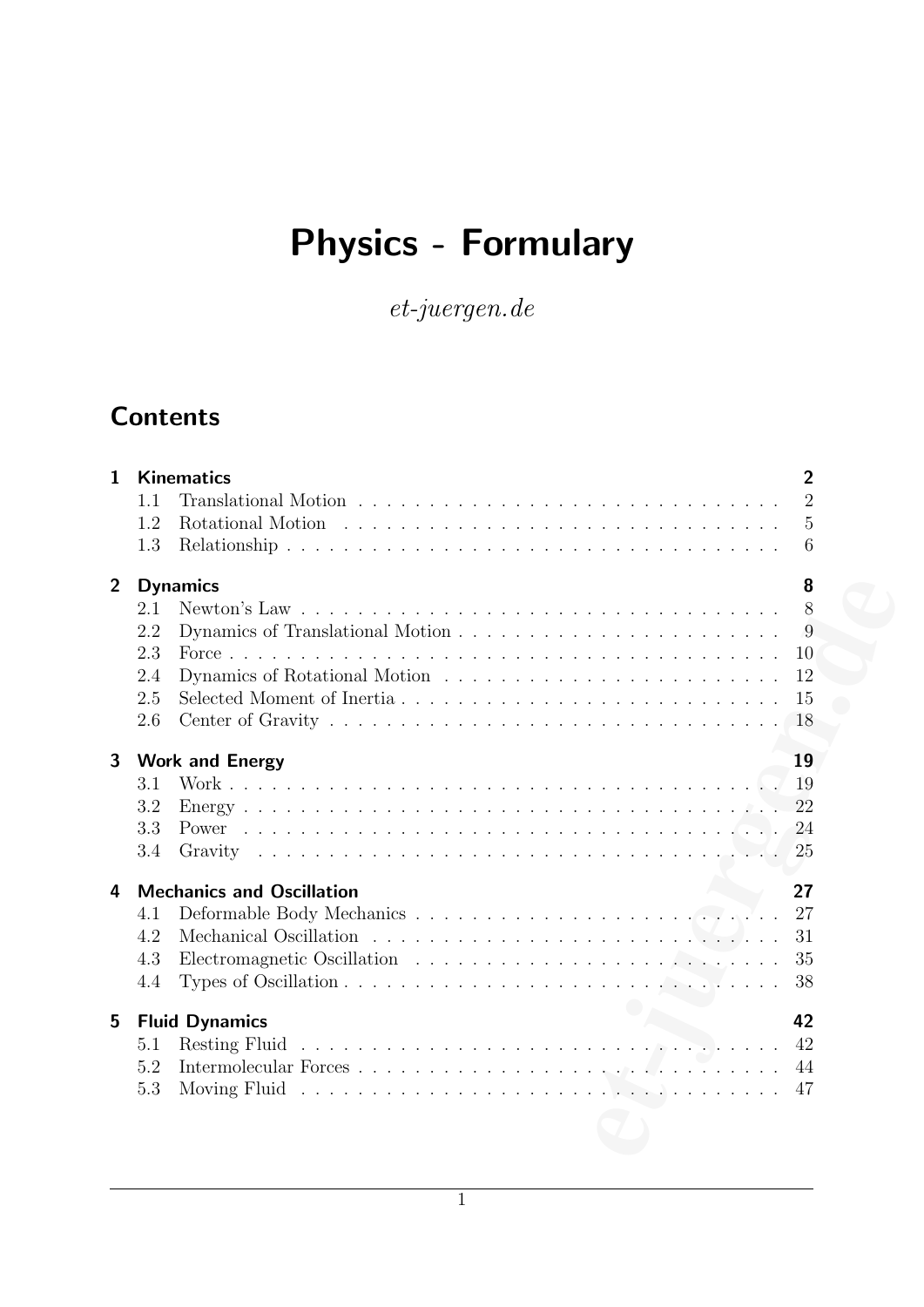# Physics - Formulary

*et-juergen.de*

## Contents

**1 Kinematics** — 2
- 1.1 Translational Motion — 2
- 1.2 Rotational Motion — 5
- 1.3 Relationship — 6

**2 Dynamics** — 8
- 2.1 Newton's Law — 8
- 2.2 Dynamics of Translational Motion — 9
- 2.3 Force — 10
- 2.4 Dynamics of Rotational Motion — 12
- 2.5 Selected Moment of Inertia — 15
- 2.6 Center of Gravity — 18

**3 Work and Energy** — 19
- 3.1 Work — 19
- 3.2 Energy — 22
- 3.3 Power — 24
- 3.4 Gravity — 25

**4 Mechanics and Oscillation** — 27
- 4.1 Deformable Body Mechanics — 27
- 4.2 Mechanical Oscillation — 31
- 4.3 Electromagnetic Oscillation — 35
- 4.4 Types of Oscillation — 38

**5 Fluid Dynamics** — 42
- 5.1 Resting Fluid — 42
- 5.2 Intermolecular Forces — 44
- 5.3 Moving Fluid — 47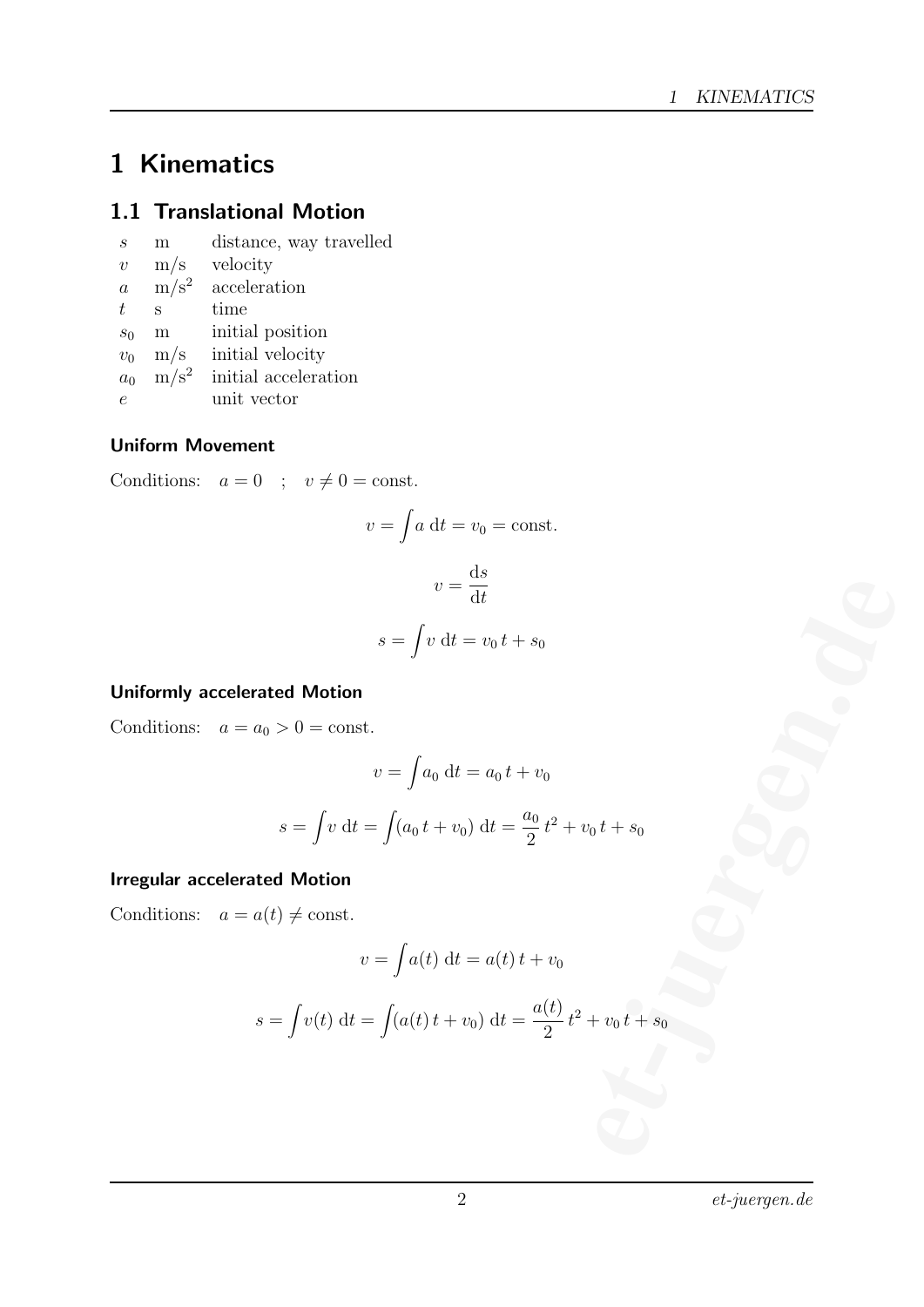# 1 Kinematics

## 1.1 Translational Motion

| | | |
|---|---|---|
| $s$ | m | distance, way travelled |
| $v$ | m/s | velocity |
| $a$ | m/s$^2$ | acceleration |
| $t$ | s | time |
| $s_0$ | m | initial position |
| $v_0$ | m/s | initial velocity |
| $a_0$ | m/s$^2$ | initial acceleration |
| $e$ | | unit vector |

### Uniform Movement

Conditions: $a = 0 \quad ; \quad v \neq 0 = \text{const.}$

$$v = \int a \; \mathrm{d}t = v_0 = \text{const.}$$

$$v = \frac{\mathrm{d}s}{\mathrm{d}t}$$

$$s = \int v \; \mathrm{d}t = v_0 \, t + s_0$$

### Uniformly accelerated Motion

Conditions: $a = a_0 > 0 = \text{const.}$

$$v = \int a_0 \; \mathrm{d}t = a_0 \, t + v_0$$

$$s = \int v \; \mathrm{d}t = \int (a_0 \, t + v_0) \; \mathrm{d}t = \frac{a_0}{2} \, t^2 + v_0 \, t + s_0$$

### Irregular accelerated Motion

Conditions: $a = a(t) \neq \text{const.}$

$$v = \int a(t) \; \mathrm{d}t = a(t) \, t + v_0$$

$$s = \int v(t) \; \mathrm{d}t = \int (a(t) \, t + v_0) \; \mathrm{d}t = \frac{a(t)}{2} \, t^2 + v_0 \, t + s_0$$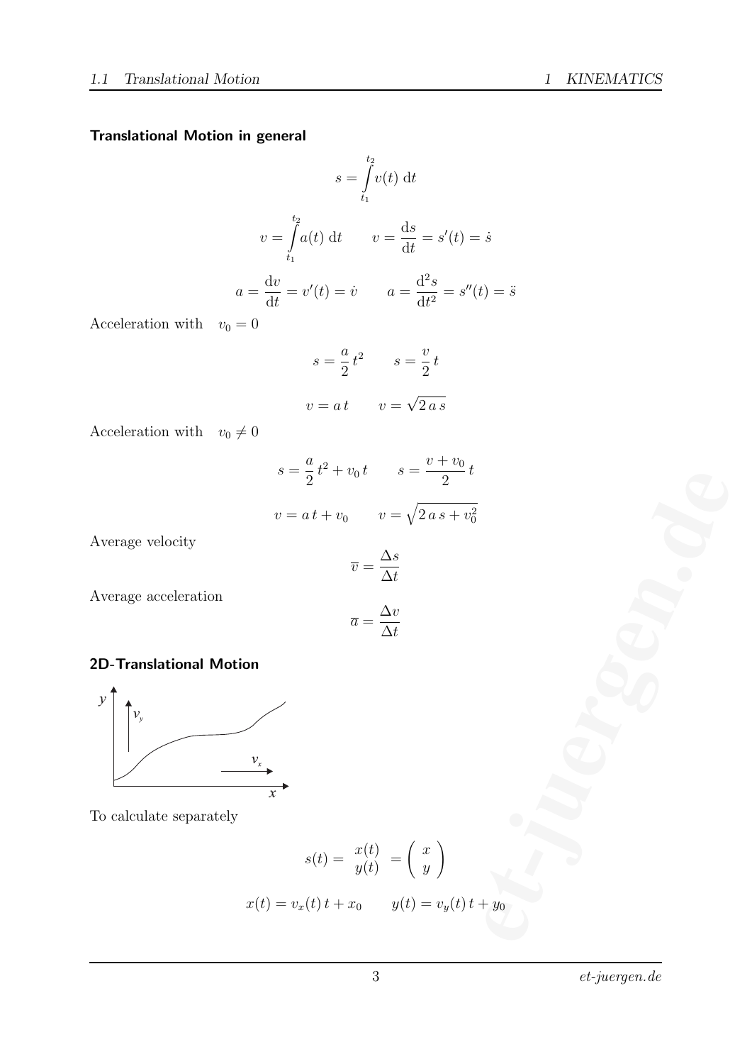### Translational Motion in general

$$s = \int_{t_1}^{t_2} v(t)\ \mathrm{d}t$$

$$v = \int_{t_1}^{t_2} a(t)\ \mathrm{d}t \qquad v = \frac{\mathrm{d}s}{\mathrm{d}t} = s'(t) = \dot{s}$$

$$a = \frac{\mathrm{d}v}{\mathrm{d}t} = v'(t) = \dot{v} \qquad a = \frac{\mathrm{d}^2 s}{\mathrm{d}t^2} = s''(t) = \ddot{s}$$

Acceleration with $v_0 = 0$

$$s = \frac{a}{2}\, t^2 \qquad s = \frac{v}{2}\, t$$

$$v = a\, t \qquad v = \sqrt{2\, a\, s}$$

Acceleration with $v_0 \neq 0$

$$s = \frac{a}{2}\, t^2 + v_0\, t \qquad s = \frac{v + v_0}{2}\, t$$

$$v = a\, t + v_0 \qquad v = \sqrt{2\, a\, s + v_0^2}$$

Average velocity

$$\overline{v} = \frac{\Delta s}{\Delta t}$$

Average acceleration

$$\overline{a} = \frac{\Delta v}{\Delta t}$$

### 2D-Translational Motion

y
$v_y$
$v_x$
x

To calculate separately

$$s(t) = \begin{matrix} x(t) \\ y(t) \end{matrix} = \begin{pmatrix} x \\ y \end{pmatrix}$$

$$x(t) = v_x(t)\, t + x_0 \qquad y(t) = v_y(t)\, t + y_0$$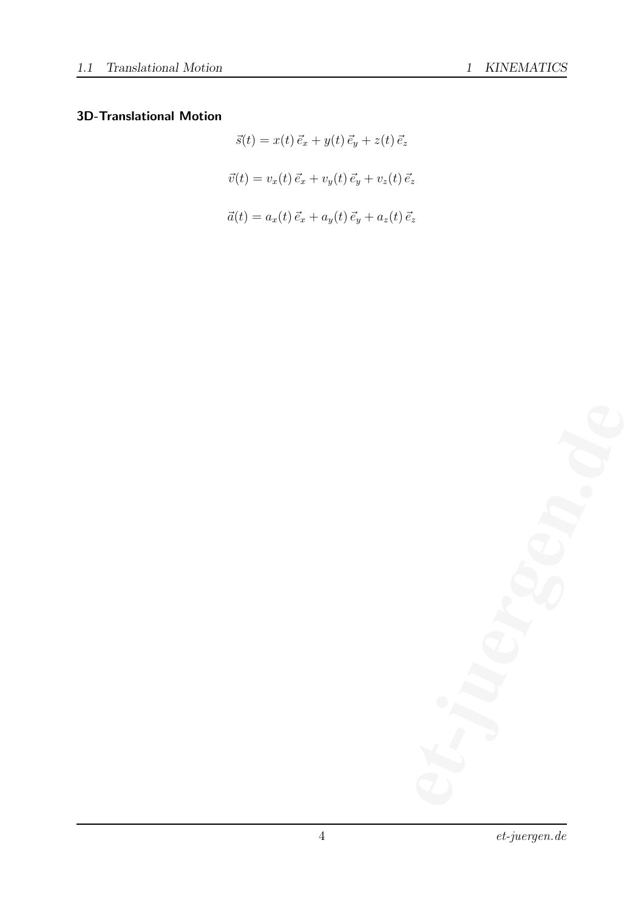### 3D-Translational Motion

$$\vec{s}(t) = x(t)\,\vec{e}_x + y(t)\,\vec{e}_y + z(t)\,\vec{e}_z$$

$$\vec{v}(t) = v_x(t)\,\vec{e}_x + v_y(t)\,\vec{e}_y + v_z(t)\,\vec{e}_z$$

$$\vec{a}(t) = a_x(t)\,\vec{e}_x + a_y(t)\,\vec{e}_y + a_z(t)\,\vec{e}_z$$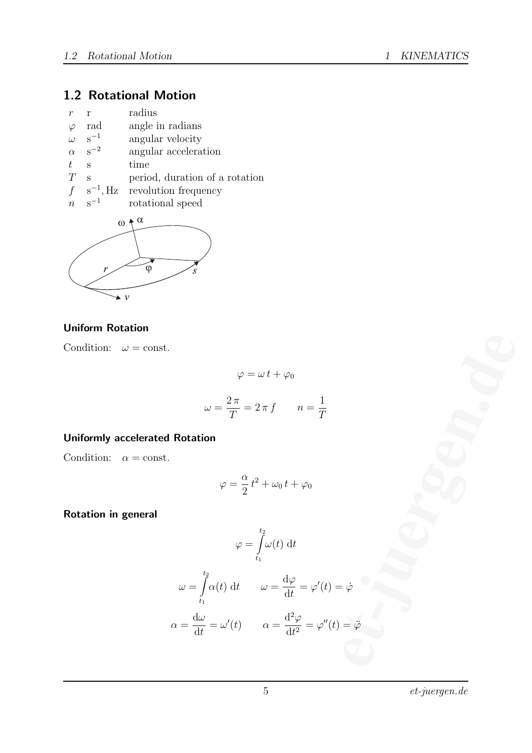## 1.2 Rotational Motion

| | | |
|---|---|---|
| $r$ | r | radius |
| $\varphi$ | rad | angle in radians |
| $\omega$ | $s^{-1}$ | angular velocity |
| $\alpha$ | $s^{-2}$ | angular acceleration |
| $t$ | s | time |
| $T$ | s | period, duration of a rotation |
| $f$ | $s^{-1}$, Hz | revolution frequency |
| $n$ | $s^{-1}$ | rotational speed |

### Uniform Rotation

Condition: $\omega = \text{const.}$

$$\varphi = \omega\, t + \varphi_0$$

$$\omega = \frac{2\,\pi}{T} = 2\,\pi\, f \qquad n = \frac{1}{T}$$

### Uniformly accelerated Rotation

Condition: $\alpha = \text{const.}$

$$\varphi = \frac{\alpha}{2}\, t^2 + \omega_0\, t + \varphi_0$$

### Rotation in general

$$\varphi = \int_{t_1}^{t_2} \omega(t)\ \mathrm{d}t$$

$$\omega = \int_{t_1}^{t_2} \alpha(t)\ \mathrm{d}t \qquad \omega = \frac{\mathrm{d}\varphi}{\mathrm{d}t} = \varphi'(t) = \dot{\varphi}$$

$$\alpha = \frac{\mathrm{d}\omega}{\mathrm{d}t} = \omega'(t) \qquad \alpha = \frac{\mathrm{d}^2\varphi}{\mathrm{d}t^2} = \varphi''(t) = \ddot{\varphi}$$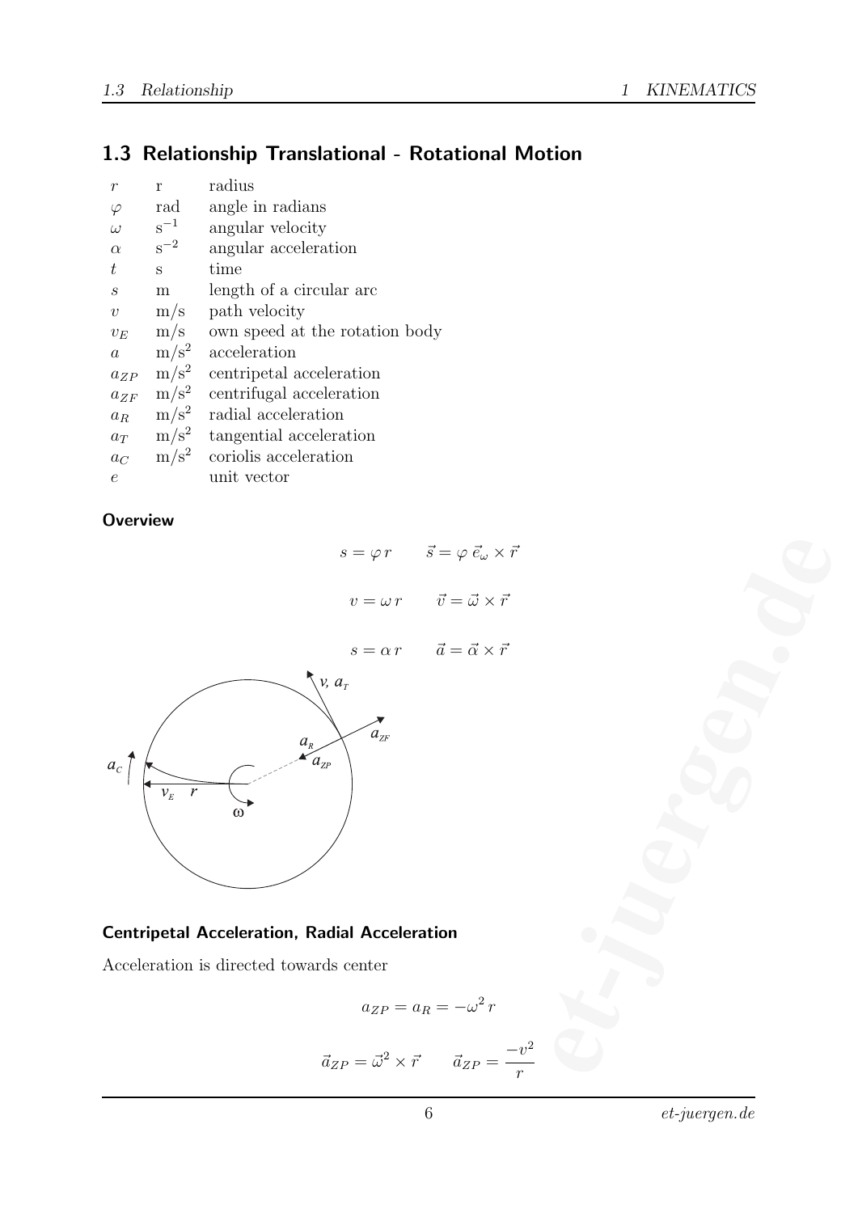## 1.3 Relationship Translational - Rotational Motion

| | | |
|---|---|---|
| $r$ | r | radius |
| $\varphi$ | rad | angle in radians |
| $\omega$ | $\mathrm{s}^{-1}$ | angular velocity |
| $\alpha$ | $\mathrm{s}^{-2}$ | angular acceleration |
| $t$ | s | time |
| $s$ | m | length of a circular arc |
| $v$ | m/s | path velocity |
| $v_E$ | m/s | own speed at the rotation body |
| $a$ | $\mathrm{m/s^2}$ | acceleration |
| $a_{ZP}$ | $\mathrm{m/s^2}$ | centripetal acceleration |
| $a_{ZF}$ | $\mathrm{m/s^2}$ | centrifugal acceleration |
| $a_R$ | $\mathrm{m/s^2}$ | radial acceleration |
| $a_T$ | $\mathrm{m/s^2}$ | tangential acceleration |
| $a_C$ | $\mathrm{m/s^2}$ | coriolis acceleration |
| $e$ | | unit vector |

### Overview

$$s = \varphi\, r \qquad \vec{s} = \varphi\, \vec{e}_\omega \times \vec{r}$$

$$v = \omega\, r \qquad \vec{v} = \vec{\omega} \times \vec{r}$$

$$s = \alpha\, r \qquad \vec{a} = \vec{\alpha} \times \vec{r}$$

$v$, $a_T$

$a_R$

$a_{ZF}$

$a_{ZP}$

$a_C$

$v_E$ $r$

ω

### Centripetal Acceleration, Radial Acceleration

Acceleration is directed towards center

$$a_{ZP} = a_R = -\omega^2\, r$$

$$\vec{a}_{ZP} = \vec{\omega}^2 \times \vec{r} \qquad \vec{a}_{ZP} = \frac{-v^2}{r}$$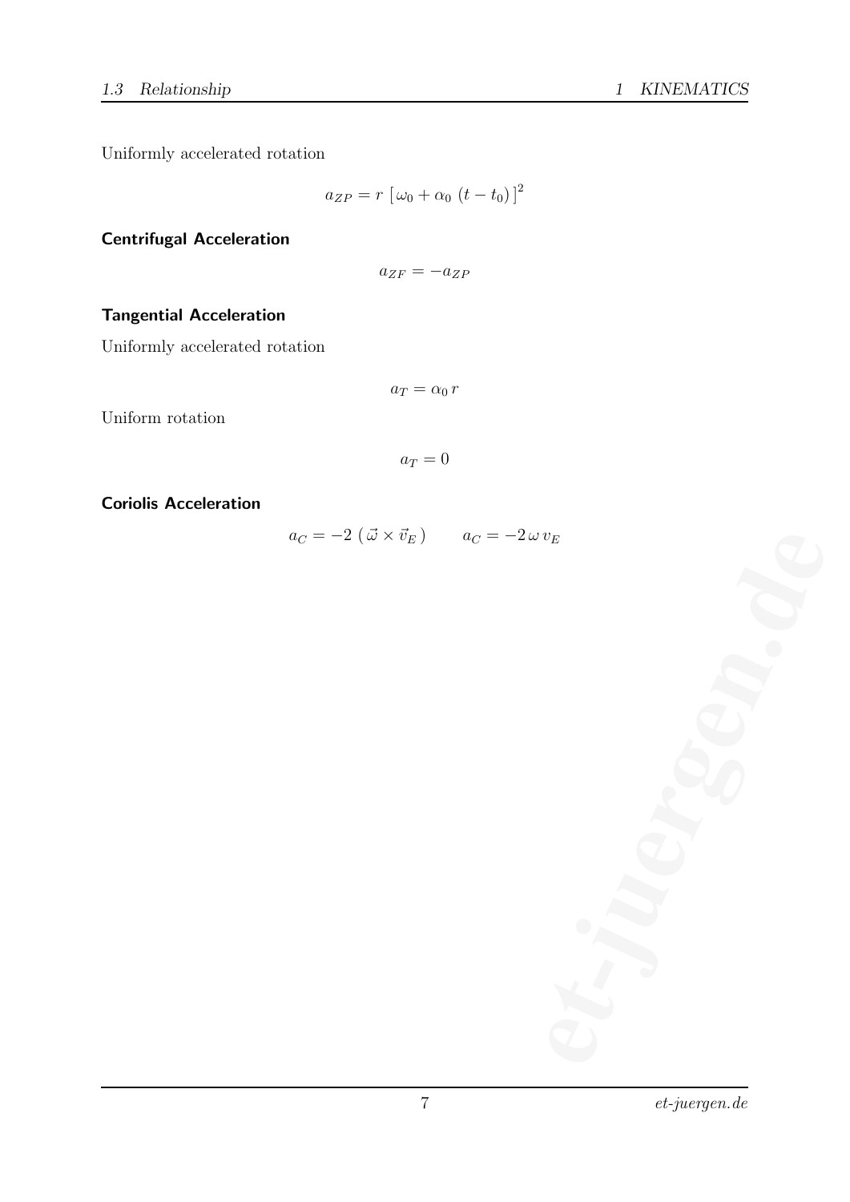Uniformly accelerated rotation

$$a_{ZP} = r\,\left[\,\omega_0 + \alpha_0\,\left(t - t_0\right)\right]^2$$

### Centrifugal Acceleration

$$a_{ZF} = -a_{ZP}$$

### Tangential Acceleration

Uniformly accelerated rotation

$$a_T = \alpha_0\,r$$

Uniform rotation

$$a_T = 0$$

### Coriolis Acceleration

$$a_C = -2\,\left(\vec{\omega} \times \vec{v}_E\right) \qquad a_C = -2\,\omega\,v_E$$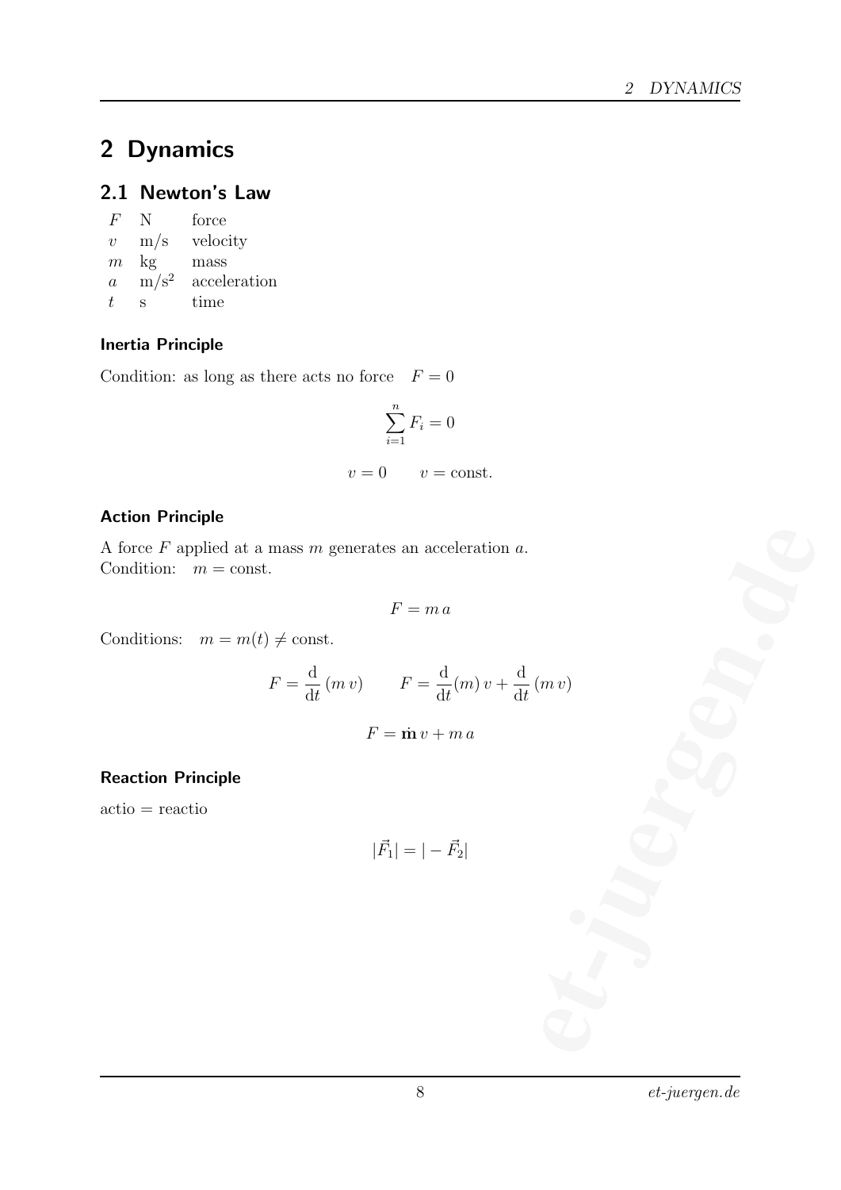# 2 Dynamics

## 2.1 Newton's Law

| | | |
|---|---|---|
| $F$ | N | force |
| $v$ | m/s | velocity |
| $m$ | kg | mass |
| $a$ | $\mathrm{m/s^2}$ | acceleration |
| $t$ | s | time |

### Inertia Principle

Condition: as long as there acts no force $\quad F = 0$

$$\sum_{i=1}^{n} F_i = 0$$

$$v = 0 \qquad v = \text{const.}$$

### Action Principle

A force $F$ applied at a mass $m$ generates an acceleration $a$.
Condition: $\quad m = \text{const.}$

$$F = m\,a$$

Conditions: $\quad m = m(t) \neq \text{const.}$

$$F = \frac{\mathrm{d}}{\mathrm{d}t}\,(m\,v) \qquad F = \frac{\mathrm{d}}{\mathrm{d}t}(m)\,v + \frac{\mathrm{d}}{\mathrm{d}t}\,(m\,v)$$

$$F = \dot{\mathrm{m}}\,v + m\,a$$

### Reaction Principle

actio = reactio

$$|\vec{F}_1| = |-\vec{F}_2|$$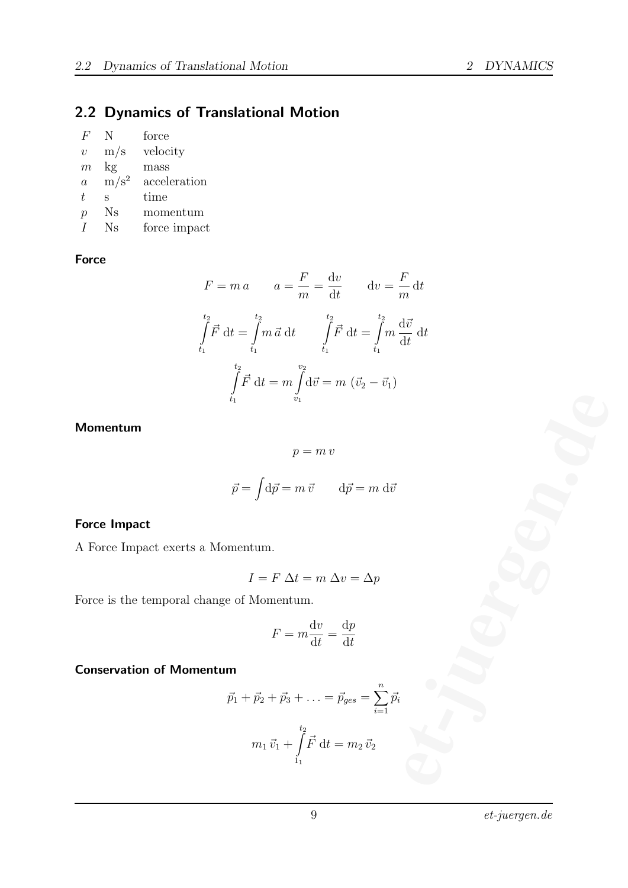## 2.2 Dynamics of Translational Motion

| | | |
|---|---|---|
| $F$ | N | force |
| $v$ | m/s | velocity |
| $m$ | kg | mass |
| $a$ | $\mathrm{m/s^2}$ | acceleration |
| $t$ | s | time |
| $p$ | Ns | momentum |
| $I$ | Ns | force impact |

### Force

$$F = m\,a \qquad a = \frac{F}{m} = \frac{\mathrm{d}v}{\mathrm{d}t} \qquad \mathrm{d}v = \frac{F}{m}\,\mathrm{d}t$$

$$\int_{t_1}^{t_2} \vec{F}\;\mathrm{d}t = \int_{t_1}^{t_2} m\,\vec{a}\;\mathrm{d}t \qquad \int_{t_1}^{t_2} \vec{F}\;\mathrm{d}t = \int_{t_1}^{t_2} m\,\frac{\mathrm{d}\vec{v}}{\mathrm{d}t}\;\mathrm{d}t$$

$$\int_{t_1}^{t_2} \vec{F}\;\mathrm{d}t = m\int_{v_1}^{v_2} \mathrm{d}\vec{v} = m\;(\vec{v}_2 - \vec{v}_1)$$

### Momentum

$$p = m\,v$$

$$\vec{p} = \int \mathrm{d}\vec{p} = m\,\vec{v} \qquad \mathrm{d}\vec{p} = m\;\mathrm{d}\vec{v}$$

### Force Impact

A Force Impact exerts a Momentum.

$$I = F\;\Delta t = m\;\Delta v = \Delta p$$

Force is the temporal change of Momentum.

$$F = m\frac{\mathrm{d}v}{\mathrm{d}t} = \frac{\mathrm{d}p}{\mathrm{d}t}$$

### Conservation of Momentum

$$\vec{p}_1 + \vec{p}_2 + \vec{p}_3 + \ldots = \vec{p}_{ges} = \sum_{i=1}^{n} \vec{p}_i$$

$$m_1\,\vec{v}_1 + \int_{1_1}^{t_2} \vec{F}\;\mathrm{d}t = m_2\,\vec{v}_2$$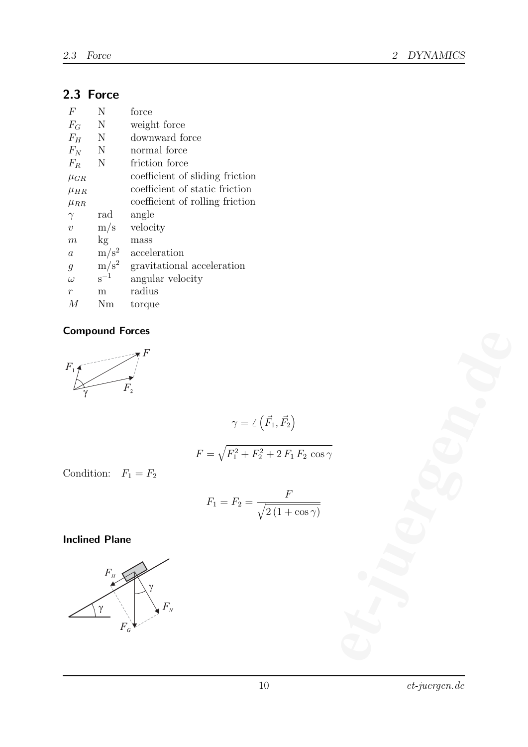## 2.3 Force

| | | |
|---|---|---|
| $F$ | N | force |
| $F_G$ | N | weight force |
| $F_H$ | N | downward force |
| $F_N$ | N | normal force |
| $F_R$ | N | friction force |
| $\mu_{GR}$ | | coefficient of sliding friction |
| $\mu_{HR}$ | | coefficient of static friction |
| $\mu_{RR}$ | | coefficient of rolling friction |
| $\gamma$ | rad | angle |
| $v$ | m/s | velocity |
| $m$ | kg | mass |
| $a$ | $\mathrm{m/s^2}$ | acceleration |
| $g$ | $\mathrm{m/s^2}$ | gravitational acceleration |
| $\omega$ | $\mathrm{s^{-1}}$ | angular velocity |
| $r$ | m | radius |
| $M$ | Nm | torque |

### Compound Forces

$$\gamma = \angle\left(\vec{F_1}, \vec{F_2}\right)$$

$$F = \sqrt{F_1^2 + F_2^2 + 2\,F_1\,F_2\,\cos\gamma}$$

Condition: $F_1 = F_2$

$$F_1 = F_2 = \frac{F}{\sqrt{2\,(1+\cos\gamma)}}$$

### Inclined Plane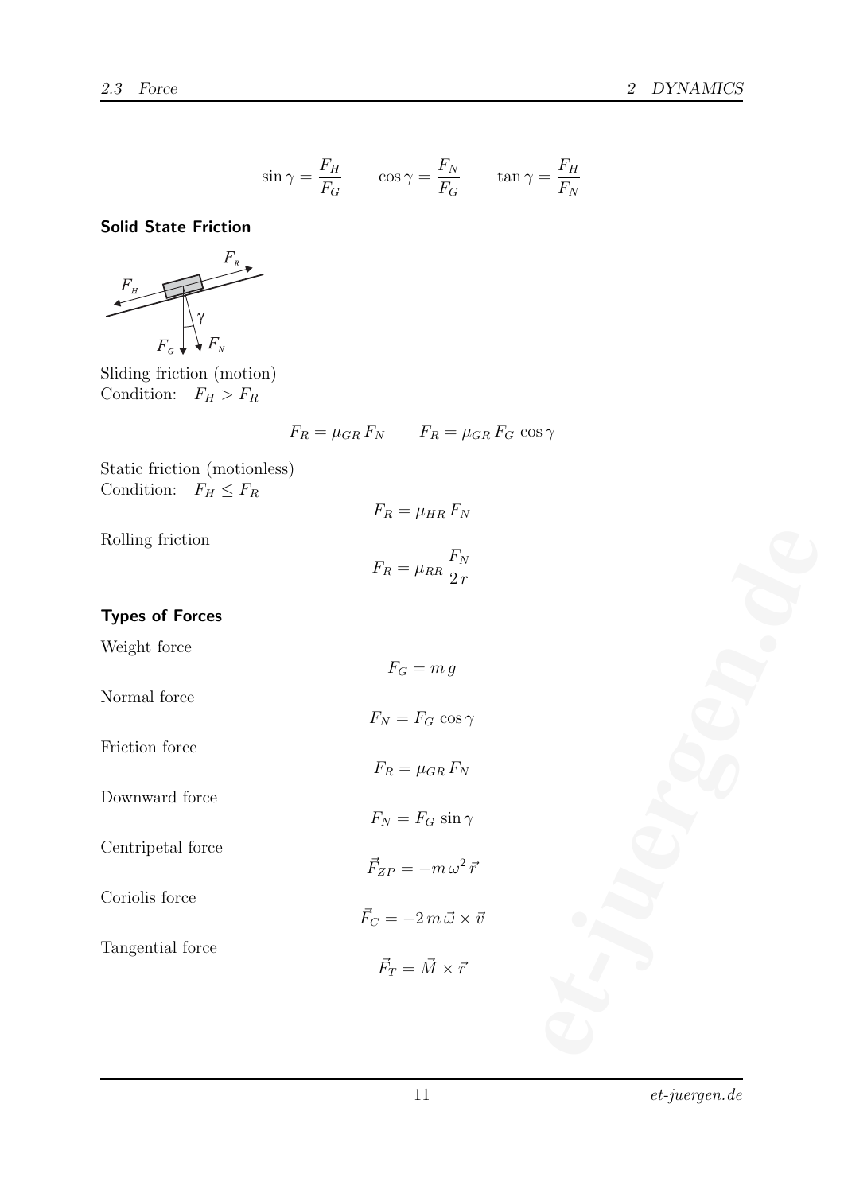$$\sin\gamma = \frac{F_H}{F_G} \qquad \cos\gamma = \frac{F_N}{F_G} \qquad \tan\gamma = \frac{F_H}{F_N}$$

### Solid State Friction

Sliding friction (motion)
Condition: $F_H > F_R$

$$F_R = \mu_{GR}\, F_N \qquad F_R = \mu_{GR}\, F_G\, \cos\gamma$$

Static friction (motionless)
Condition: $F_H \leq F_R$

$$F_R = \mu_{HR}\, F_N$$

Rolling friction

$$F_R = \mu_{RR}\, \frac{F_N}{2\, r}$$

### Types of Forces

Weight force

$$F_G = m\, g$$

Normal force

$$F_N = F_G\, \cos\gamma$$

Friction force

$$F_R = \mu_{GR}\, F_N$$

Downward force

$$F_N = F_G\, \sin\gamma$$

Centripetal force

$$\vec{F}_{ZP} = -m\, \omega^2\, \vec{r}$$

Coriolis force

$$\vec{F}_C = -2\, m\, \vec{\omega} \times \vec{v}$$

Tangential force

$$\vec{F}_T = \vec{M} \times \vec{r}$$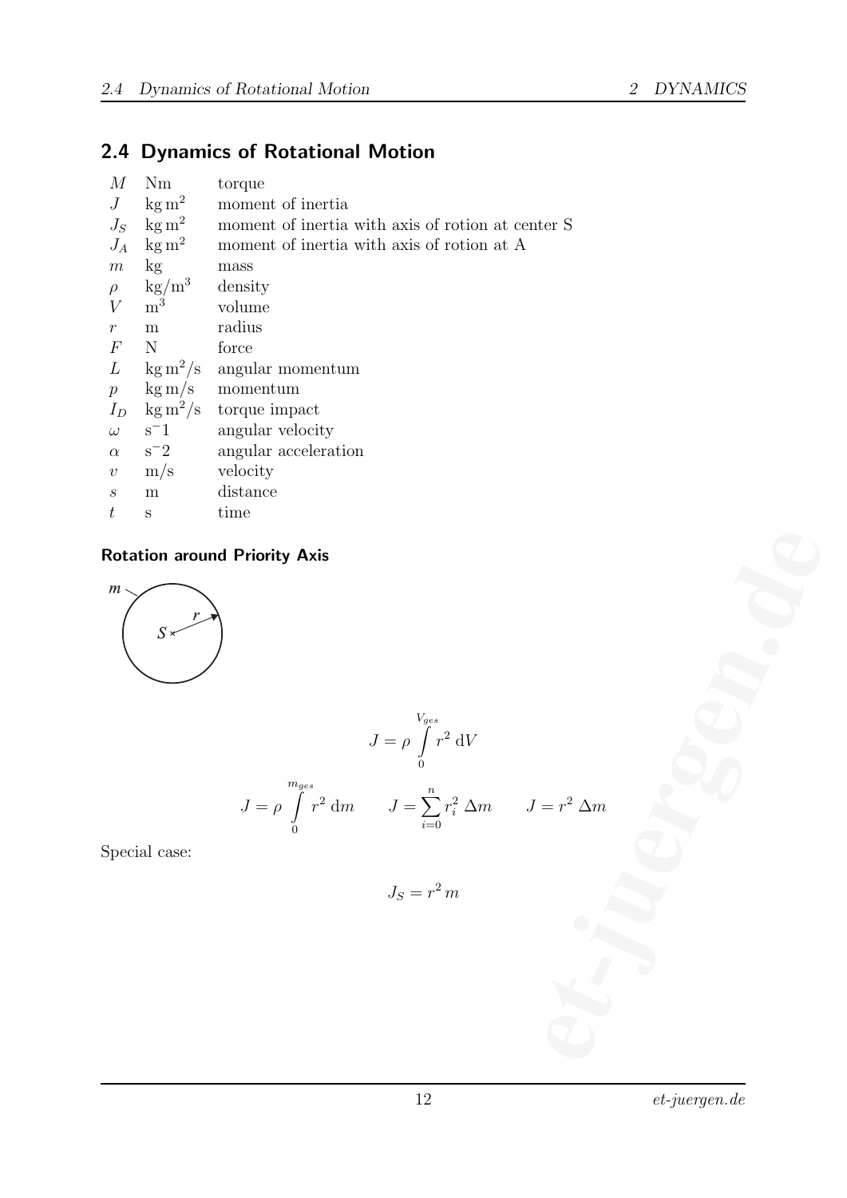## 2.4 Dynamics of Rotational Motion

| | | |
|---|---|---|
| $M$ | Nm | torque |
| $J$ | $\mathrm{kg\,m^2}$ | moment of inertia |
| $J_S$ | $\mathrm{kg\,m^2}$ | moment of inertia with axis of rotion at center S |
| $J_A$ | $\mathrm{kg\,m^2}$ | moment of inertia with axis of rotion at A |
| $m$ | kg | mass |
| $\rho$ | $\mathrm{kg/m^3}$ | density |
| $V$ | $\mathrm{m^3}$ | volume |
| $r$ | m | radius |
| $F$ | N | force |
| $L$ | $\mathrm{kg\,m^2/s}$ | angular momentum |
| $p$ | $\mathrm{kg\,m/s}$ | momentum |
| $I_D$ | $\mathrm{kg\,m^2/s}$ | torque impact |
| $\omega$ | $\mathrm{s^-1}$ | angular velocity |
| $\alpha$ | $\mathrm{s^-2}$ | angular acceleration |
| $v$ | m/s | velocity |
| $s$ | m | distance |
| $t$ | s | time |

### Rotation around Priority Axis

m

S

r

$$J = \rho \int_0^{V_{ges}} r^2 \,\mathrm{d}V$$

$$J = \rho \int_0^{m_{ges}} r^2 \,\mathrm{d}m \qquad J = \sum_{i=0}^{n} r_i^2 \,\Delta m \qquad J = r^2 \,\Delta m$$

Special case:

$$J_S = r^2 \, m$$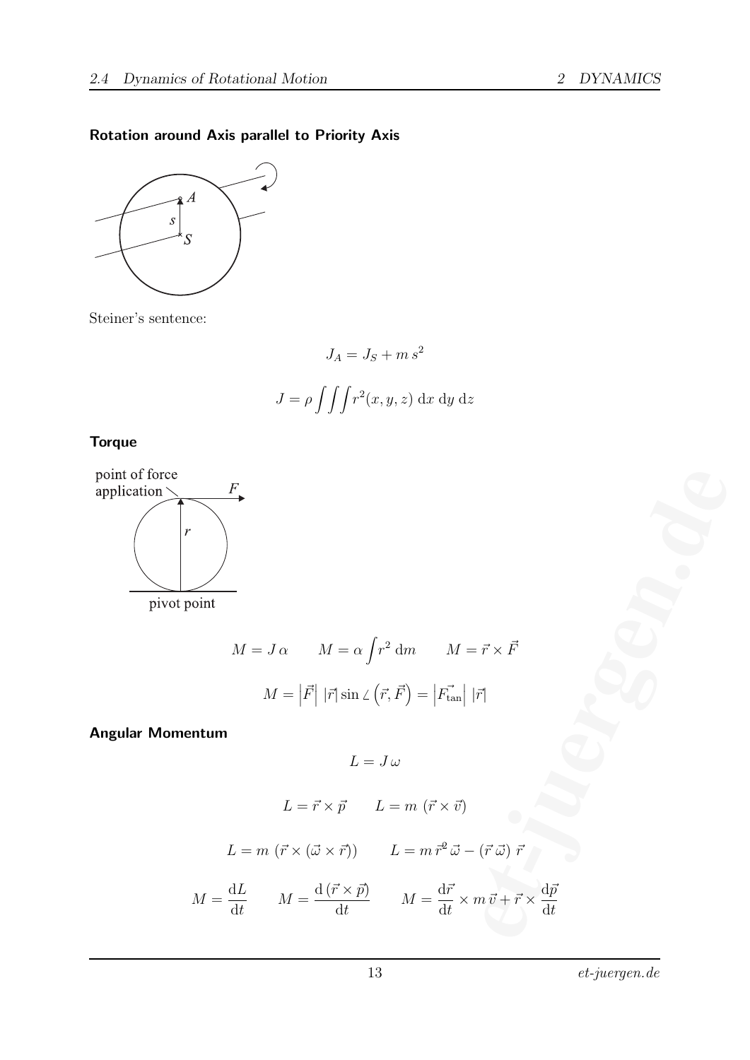### Rotation around Axis parallel to Priority Axis

A

s

S

Steiner's sentence:

$$J_A = J_S + m\,s^2$$

$$J = \rho \iiint r^2(x,y,z)\;\mathrm{d}x\;\mathrm{d}y\;\mathrm{d}z$$

### Torque

point of force application

F

r

pivot point

$$M = J\,\alpha \qquad M = \alpha \int r^2\;\mathrm{d}m \qquad M = \vec{r} \times \vec{F}$$

$$M = \left|\vec{F}\right|\,|\vec{r}|\sin\angle\left(\vec{r},\vec{F}\right) = \left|\vec{F_{\tan}}\right|\,|\vec{r}|$$

### Angular Momentum

$$L = J\,\omega$$

$$L = \vec{r} \times \vec{p} \qquad L = m\;(\vec{r} \times \vec{v})$$

$$L = m\;(\vec{r} \times (\vec{\omega} \times \vec{r})) \qquad L = m\,\vec{r}^2\,\vec{\omega} - (\vec{r}\,\vec{\omega})\;\vec{r}$$

$$M = \frac{\mathrm{d}L}{\mathrm{d}t} \qquad M = \frac{\mathrm{d}\,(\vec{r} \times \vec{p})}{\mathrm{d}t} \qquad M = \frac{\mathrm{d}\vec{r}}{\mathrm{d}t} \times m\,\vec{v} + \vec{r} \times \frac{\mathrm{d}\vec{p}}{\mathrm{d}t}$$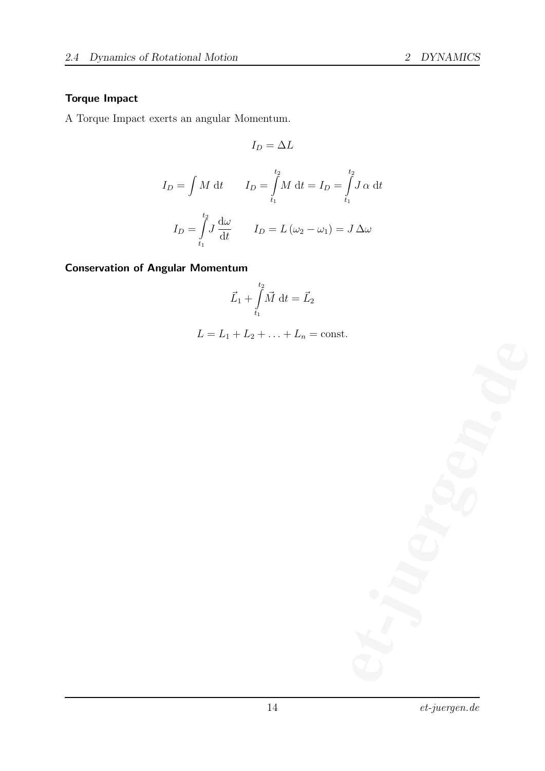### Torque Impact

A Torque Impact exerts an angular Momentum.

$$I_D = \Delta L$$

$$I_D = \int M \, \mathrm{d}t \qquad I_D = \int_{t_1}^{t_2} M \, \mathrm{d}t = I_D = \int_{t_1}^{t_2} J \, \alpha \, \mathrm{d}t$$

$$I_D = \int_{t_1}^{t_2} J \, \frac{\mathrm{d}\omega}{\mathrm{d}t} \qquad I_D = L \, (\omega_2 - \omega_1) = J \, \Delta\omega$$

### Conservation of Angular Momentum

$$\vec{L}_1 + \int_{t_1}^{t_2} \vec{M} \, \mathrm{d}t = \vec{L}_2$$

$$L = L_1 + L_2 + \ldots + L_n = \text{const.}$$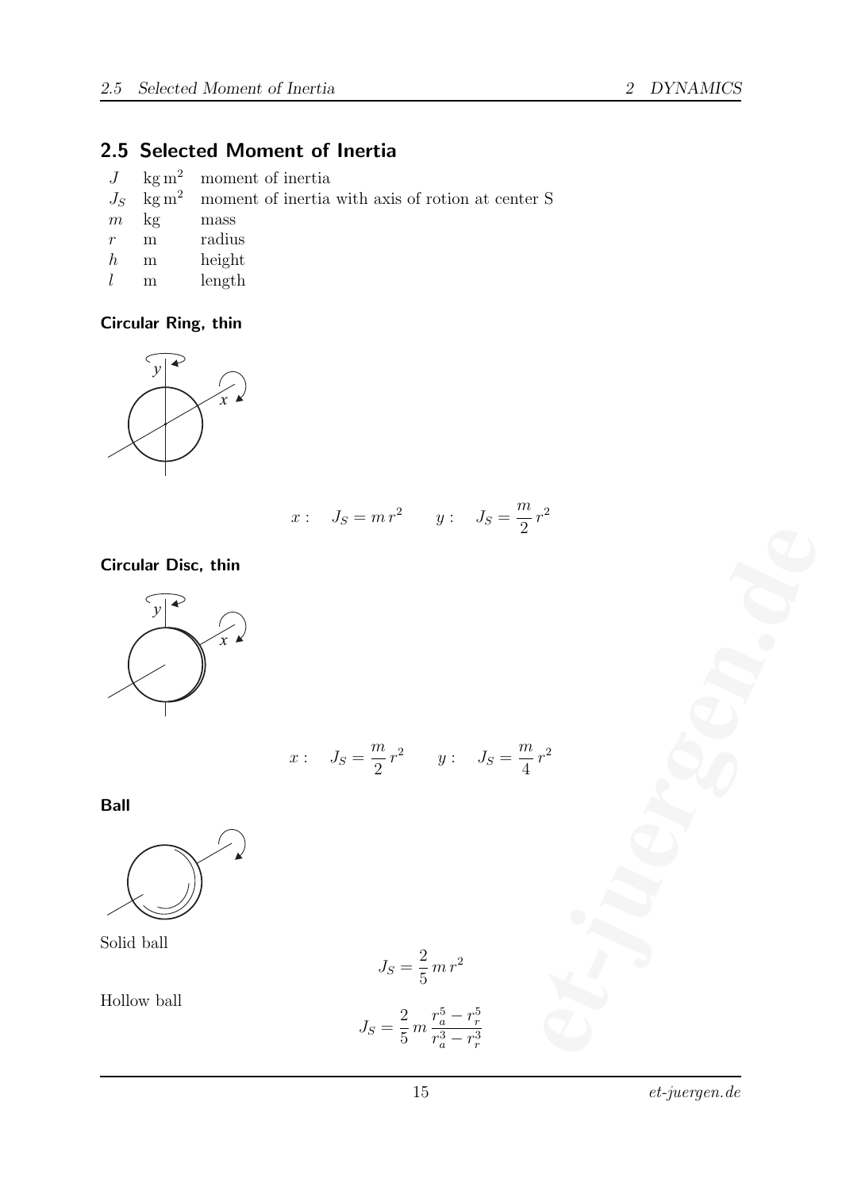## 2.5 Selected Moment of Inertia

| | | |
|---|---|---|
| $J$ | $\mathrm{kg\,m^2}$ | moment of inertia |
| $J_S$ | $\mathrm{kg\,m^2}$ | moment of inertia with axis of rotion at center S |
| $m$ | kg | mass |
| $r$ | m | radius |
| $h$ | m | height |
| $l$ | m | length |

**Circular Ring, thin**

y

x

$$x: \quad J_S = m\,r^2 \qquad y: \quad J_S = \frac{m}{2}\,r^2$$

**Circular Disc, thin**

y

x

$$x: \quad J_S = \frac{m}{2}\,r^2 \qquad y: \quad J_S = \frac{m}{4}\,r^2$$

**Ball**

Solid ball

$$J_S = \frac{2}{5}\,m\,r^2$$

Hollow ball

$$J_S = \frac{2}{5}\,m\,\frac{r_a^5 - r_r^5}{r_a^3 - r_r^3}$$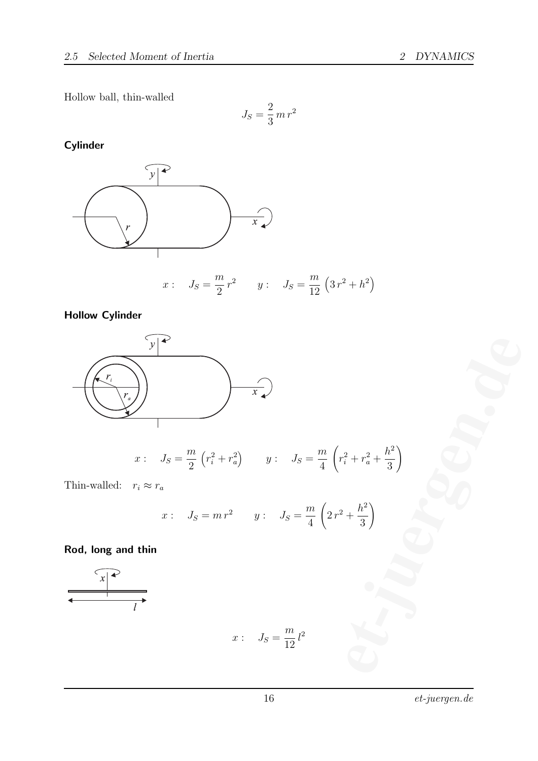Hollow ball, thin-walled

$$J_S = \frac{2}{3}\,m\,r^2$$

**Cylinder**

y

r

x

$$x: \quad J_S = \frac{m}{2}\,r^2 \qquad y: \quad J_S = \frac{m}{12}\left(3\,r^2 + h^2\right)$$

**Hollow Cylinder**

y

$r_i$

$r_a$

x

$$x: \quad J_S = \frac{m}{2}\left(r_i^2 + r_a^2\right) \qquad y: \quad J_S = \frac{m}{4}\left(r_i^2 + r_a^2 + \frac{h^2}{3}\right)$$

Thin-walled: $r_i \approx r_a$

$$x: \quad J_S = m\,r^2 \qquad y: \quad J_S = \frac{m}{4}\left(2\,r^2 + \frac{h^2}{3}\right)$$

**Rod, long and thin**

x

l

$$x: \quad J_S = \frac{m}{12}\,l^2$$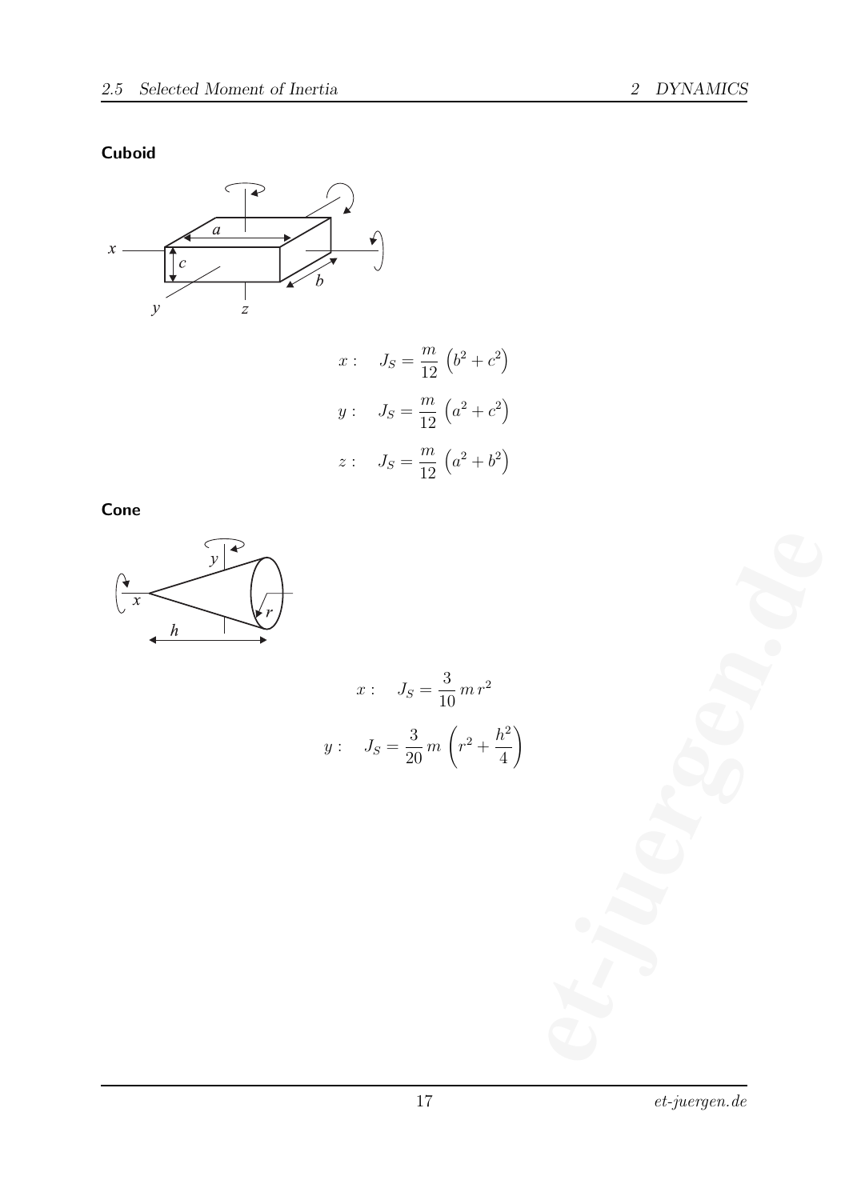### Cuboid

$$x: \quad J_S = \frac{m}{12}\left(b^2 + c^2\right)$$

$$y: \quad J_S = \frac{m}{12}\left(a^2 + c^2\right)$$

$$z: \quad J_S = \frac{m}{12}\left(a^2 + b^2\right)$$

### Cone

$$x: \quad J_S = \frac{3}{10}\, m\, r^2$$

$$y: \quad J_S = \frac{3}{20}\, m\left(r^2 + \frac{h^2}{4}\right)$$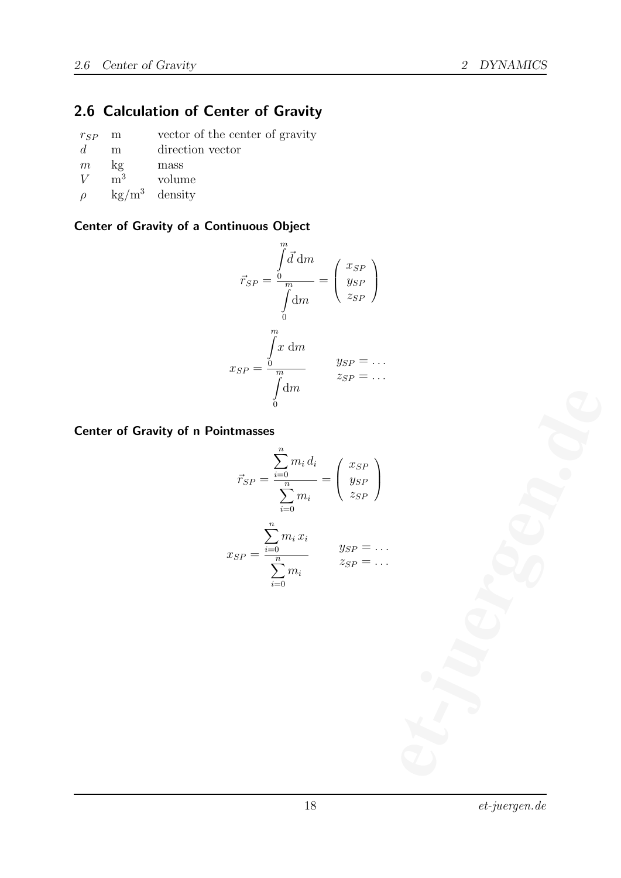## 2.6 Calculation of Center of Gravity

| | | |
|---|---|---|
| $r_{SP}$ | m | vector of the center of gravity |
| $d$ | m | direction vector |
| $m$ | kg | mass |
| $V$ | $\mathrm{m}^3$ | volume |
| $\rho$ | $\mathrm{kg/m}^3$ | density |

### Center of Gravity of a Continuous Object

$$\vec{r}_{SP} = \frac{\int\limits_0^m \vec{d}\,\mathrm{d}m}{\int\limits_0^m \mathrm{d}m} = \begin{pmatrix} x_{SP} \\ y_{SP} \\ z_{SP} \end{pmatrix}$$

$$x_{SP} = \frac{\int\limits_0^m x\ \mathrm{d}m}{\int\limits_0^m \mathrm{d}m} \qquad \begin{matrix} y_{SP} = \dots \\ z_{SP} = \dots \end{matrix}$$

### Center of Gravity of n Pointmasses

$$\vec{r}_{SP} = \frac{\sum\limits_{i=0}^{n} m_i\, d_i}{\sum\limits_{i=0}^{n} m_i} = \begin{pmatrix} x_{SP} \\ y_{SP} \\ z_{SP} \end{pmatrix}$$

$$x_{SP} = \frac{\sum\limits_{i=0}^{n} m_i\, x_i}{\sum\limits_{i=0}^{n} m_i} \qquad \begin{matrix} y_{SP} = \dots \\ z_{SP} = \dots \end{matrix}$$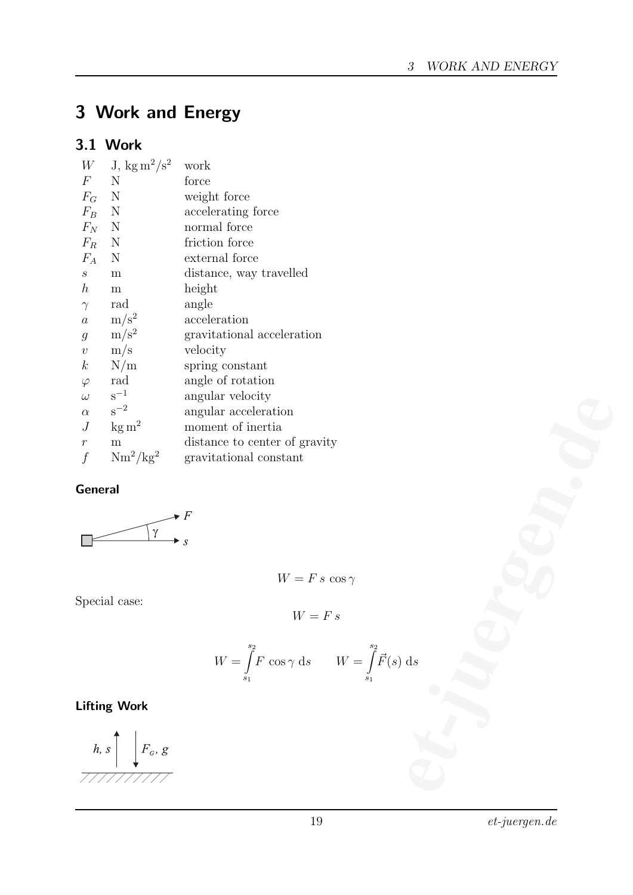# 3 Work and Energy

## 3.1 Work

| | | |
|---|---|---|
| $W$ | J, $\mathrm{kg\,m^2/s^2}$ | work |
| $F$ | N | force |
| $F_G$ | N | weight force |
| $F_B$ | N | accelerating force |
| $F_N$ | N | normal force |
| $F_R$ | N | friction force |
| $F_A$ | N | external force |
| $s$ | m | distance, way travelled |
| $h$ | m | height |
| $\gamma$ | rad | angle |
| $a$ | $\mathrm{m/s^2}$ | acceleration |
| $g$ | $\mathrm{m/s^2}$ | gravitational acceleration |
| $v$ | m/s | velocity |
| $k$ | N/m | spring constant |
| $\varphi$ | rad | angle of rotation |
| $\omega$ | $\mathrm{s^{-1}}$ | angular velocity |
| $\alpha$ | $\mathrm{s^{-2}}$ | angular acceleration |
| $J$ | $\mathrm{kg\,m^2}$ | moment of inertia |
| $r$ | m | distance to center of gravity |
| $f$ | $\mathrm{Nm^2/kg^2}$ | gravitational constant |

### General

F

γ

s

$$W = F\, s\, \cos\gamma$$

Special case:

$$W = F\, s$$

$$W = \int_{s_1}^{s_2} F\, \cos\gamma\; \mathrm{d}s \qquad W = \int_{s_1}^{s_2} \vec{F}(s)\; \mathrm{d}s$$

### Lifting Work

h, s

$F_G$, g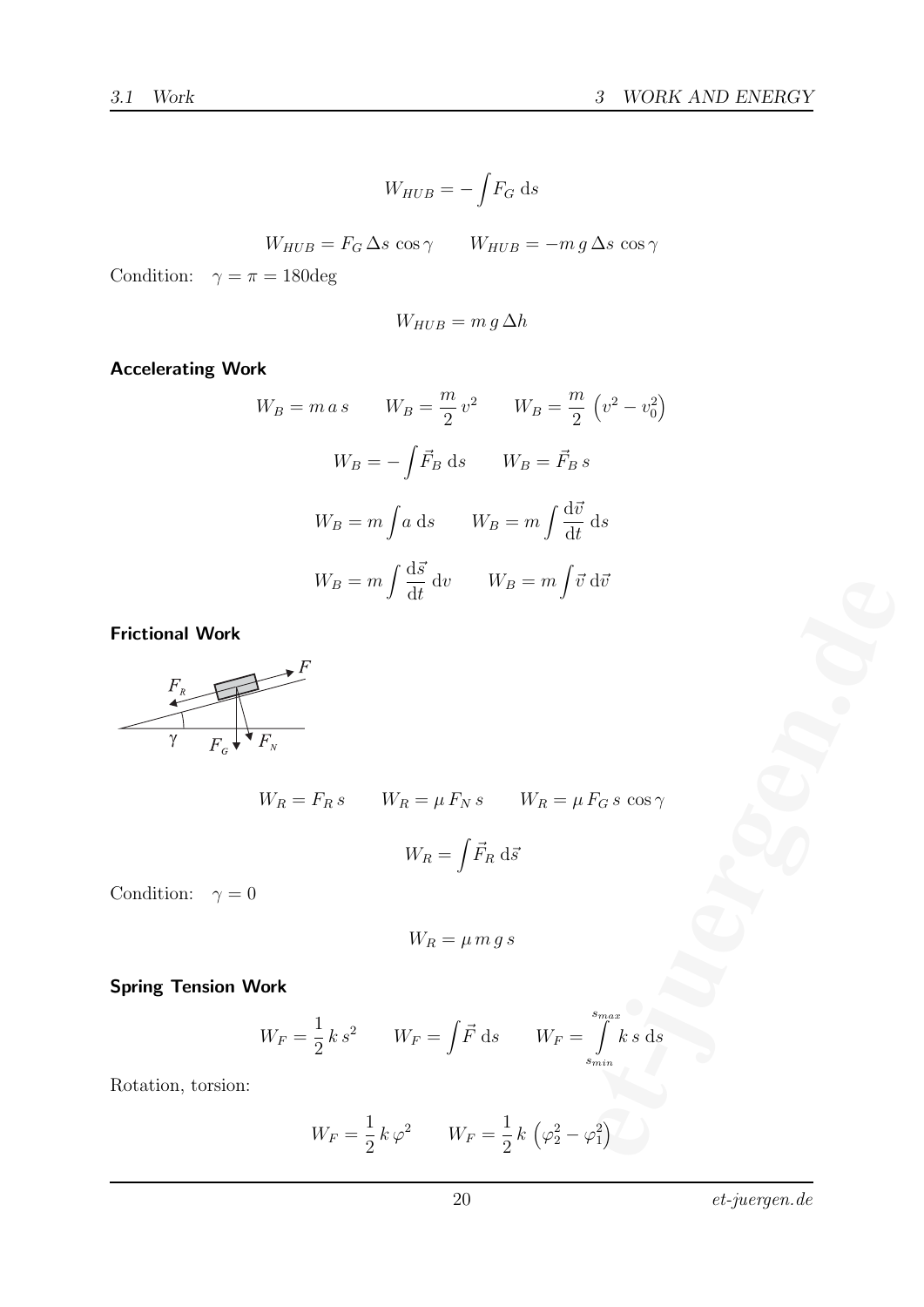$$W_{HUB} = -\int F_G \, \mathrm{d}s$$

$$W_{HUB} = F_G \, \Delta s \, \cos\gamma \qquad W_{HUB} = -m \, g \, \Delta s \, \cos\gamma$$

Condition: $\gamma = \pi = 180\text{deg}$

$$W_{HUB} = m \, g \, \Delta h$$

### Accelerating Work

$$W_B = m \, a \, s \qquad W_B = \frac{m}{2} \, v^2 \qquad W_B = \frac{m}{2} \left(v^2 - v_0^2\right)$$

$$W_B = -\int \vec{F}_B \, \mathrm{d}s \qquad W_B = \vec{F}_B \, s$$

$$W_B = m \int a \, \mathrm{d}s \qquad W_B = m \int \frac{\mathrm{d}\vec{v}}{\mathrm{d}t} \, \mathrm{d}s$$

$$W_B = m \int \frac{\mathrm{d}\vec{s}}{\mathrm{d}t} \, \mathrm{d}v \qquad W_B = m \int \vec{v} \, \mathrm{d}\vec{v}$$

### Frictional Work

$$W_R = F_R \, s \qquad W_R = \mu \, F_N \, s \qquad W_R = \mu \, F_G \, s \, \cos\gamma$$

$$W_R = \int \vec{F}_R \, \mathrm{d}\vec{s}$$

Condition: $\gamma = 0$

$$W_R = \mu \, m \, g \, s$$

### Spring Tension Work

$$W_F = \frac{1}{2} \, k \, s^2 \qquad W_F = \int \vec{F} \, \mathrm{d}s \qquad W_F = \int_{s_{min}}^{s_{max}} k \, s \, \mathrm{d}s$$

Rotation, torsion:

$$W_F = \frac{1}{2} \, k \, \varphi^2 \qquad W_F = \frac{1}{2} \, k \left(\varphi_2^2 - \varphi_1^2\right)$$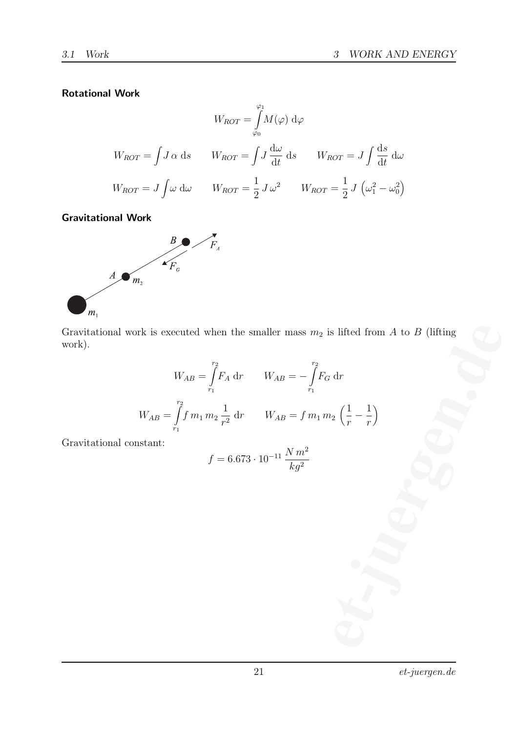### Rotational Work

$$W_{ROT} = \int_{\varphi_0}^{\varphi_1} M(\varphi)\,\mathrm{d}\varphi$$

$$W_{ROT} = \int J\,\alpha\,\mathrm{d}s \qquad W_{ROT} = \int J\,\frac{\mathrm{d}\omega}{\mathrm{d}t}\,\mathrm{d}s \qquad W_{ROT} = J\int \frac{\mathrm{d}s}{\mathrm{d}t}\,\mathrm{d}\omega$$

$$W_{ROT} = J\int \omega\,\mathrm{d}\omega \qquad W_{ROT} = \frac{1}{2}\,J\,\omega^2 \qquad W_{ROT} = \frac{1}{2}\,J\,\left(\omega_1^2 - \omega_0^2\right)$$

### Gravitational Work

B

$F_A$

$F_G$

A

$m_2$

$m_1$

Gravitational work is executed when the smaller mass $m_2$ is lifted from $A$ to $B$ (lifting work).

$$W_{AB} = \int_{r_1}^{r_2} F_A\,\mathrm{d}r \qquad W_{AB} = -\int_{r_1}^{r_2} F_G\,\mathrm{d}r$$

$$W_{AB} = \int_{r_1}^{r_2} f\,m_1\,m_2\,\frac{1}{r^2}\,\mathrm{d}r \qquad W_{AB} = f\,m_1\,m_2\,\left(\frac{1}{r} - \frac{1}{r}\right)$$

Gravitational constant:

$$f = 6.673\cdot 10^{-11}\,\frac{N\,m^2}{kg^2}$$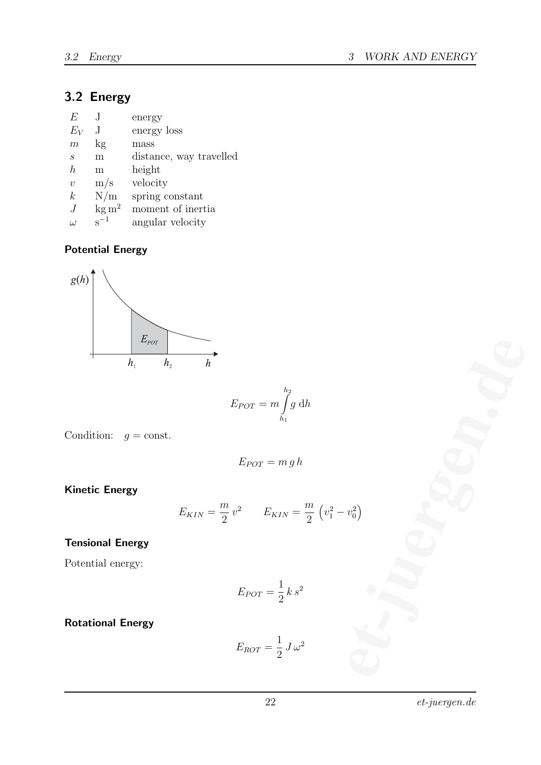## 3.2 Energy

| | | |
|---|---|---|
| $E$ | J | energy |
| $E_V$ | J | energy loss |
| $m$ | kg | mass |
| $s$ | m | distance, way travelled |
| $h$ | m | height |
| $v$ | m/s | velocity |
| $k$ | N/m | spring constant |
| $J$ | $\text{kg}\,\text{m}^2$ | moment of inertia |
| $\omega$ | $\text{s}^{-1}$ | angular velocity |

### Potential Energy

$$E_{POT} = m \int_{h_1}^{h_2} g \, \mathrm{d}h$$

Condition: $g = \text{const.}$

$$E_{POT} = m\, g\, h$$

### Kinetic Energy

$$E_{KIN} = \frac{m}{2}\, v^2 \qquad E_{KIN} = \frac{m}{2} \left( v_1^2 - v_0^2 \right)$$

### Tensional Energy

Potential energy:

$$E_{POT} = \frac{1}{2}\, k\, s^2$$

### Rotational Energy

$$E_{ROT} = \frac{1}{2}\, J\, \omega^2$$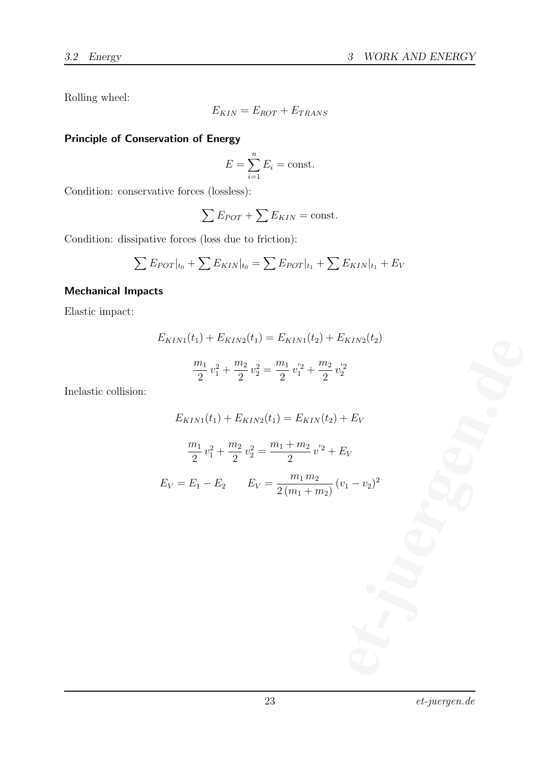Rolling wheel:

$$E_{KIN} = E_{ROT} + E_{TRANS}$$

### Principle of Conservation of Energy

$$E = \sum_{i=1}^{n} E_i = \text{const.}$$

Condition: conservative forces (lossless):

$$\sum E_{POT} + \sum E_{KIN} = \text{const.}$$

Condition: dissipative forces (loss due to friction):

$$\sum E_{POT}|_{t_0} + \sum E_{KIN}|_{t_0} = \sum E_{POT}|_{t_1} + \sum E_{KIN}|_{t_1} + E_V$$

### Mechanical Impacts

Elastic impact:

$$E_{KIN1}(t_1) + E_{KIN2}(t_1) = E_{KIN1}(t_2) + E_{KIN2}(t_2)$$

$$\frac{m_1}{2}\, v_1^2 + \frac{m_2}{2}\, v_2^2 = \frac{m_1}{2}\, v_1'^2 + \frac{m_2}{2}\, v_2'^2$$

Inelastic collision:

$$E_{KIN1}(t_1) + E_{KIN2}(t_1) = E_{KIN}(t_2) + E_V$$

$$\frac{m_1}{2}\, v_1^2 + \frac{m_2}{2}\, v_2^2 = \frac{m_1 + m_2}{2}\, v'^2 + E_V$$

$$E_V = E_1 - E_2 \qquad E_V = \frac{m_1\, m_2}{2\,(m_1 + m_2)}\,(v_1 - v_2)^2$$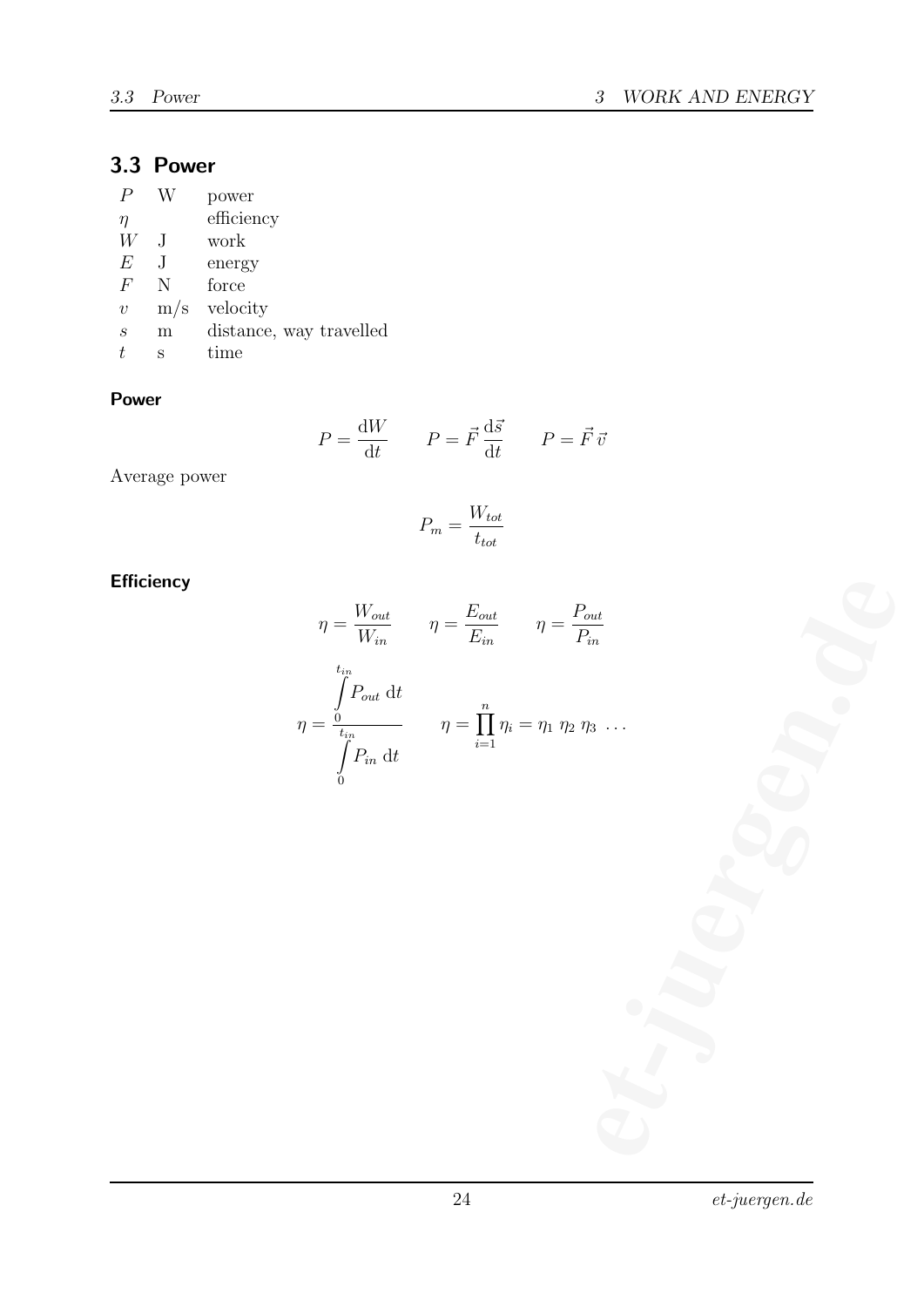## 3.3 Power

| | | |
|---|---|---|
| $P$ | W | power |
| $\eta$ | | efficiency |
| $W$ | J | work |
| $E$ | J | energy |
| $F$ | N | force |
| $v$ | m/s | velocity |
| $s$ | m | distance, way travelled |
| $t$ | s | time |

### Power

$$P = \frac{\mathrm{d}W}{\mathrm{d}t} \qquad P = \vec{F}\,\frac{\mathrm{d}\vec{s}}{\mathrm{d}t} \qquad P = \vec{F}\,\vec{v}$$

Average power

$$P_m = \frac{W_{tot}}{t_{tot}}$$

### Efficiency

$$\eta = \frac{W_{out}}{W_{in}} \qquad \eta = \frac{E_{out}}{E_{in}} \qquad \eta = \frac{P_{out}}{P_{in}}$$

$$\eta = \frac{\int\limits_0^{t_{in}} P_{out}\,\mathrm{d}t}{\int\limits_0^{t_{in}} P_{in}\,\mathrm{d}t} \qquad \eta = \prod_{i=1}^{n} \eta_i = \eta_1\;\eta_2\;\eta_3\;\ldots$$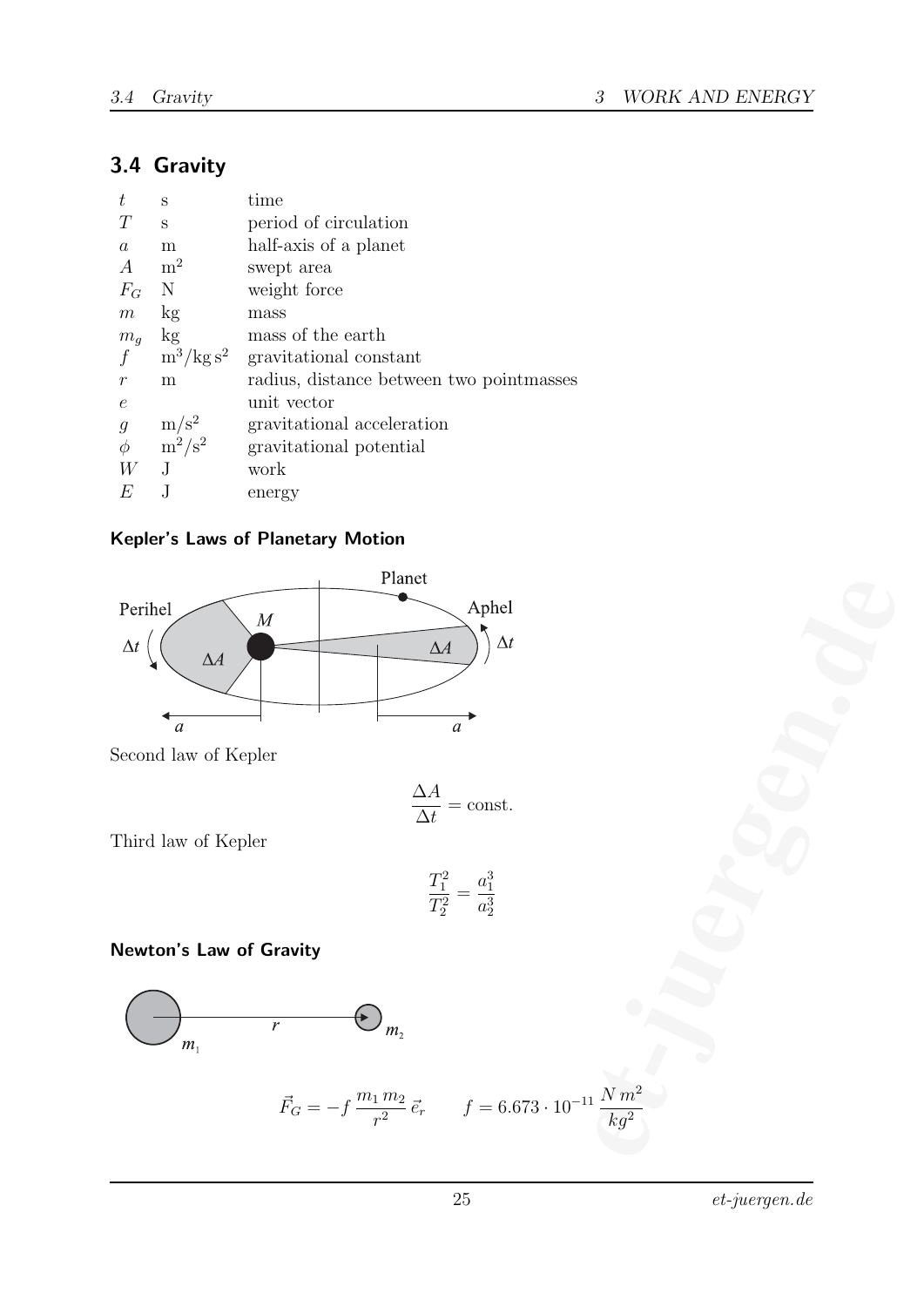## 3.4 Gravity

| | | |
|---|---|---|
| $t$ | s | time |
| $T$ | s | period of circulation |
| $a$ | m | half-axis of a planet |
| $A$ | $\text{m}^2$ | swept area |
| $F_G$ | N | weight force |
| $m$ | kg | mass |
| $m_g$ | kg | mass of the earth |
| $f$ | $\text{m}^3/\text{kg}\,\text{s}^2$ | gravitational constant |
| $r$ | m | radius, distance between two pointmasses |
| $e$ | | unit vector |
| $g$ | $\text{m}/\text{s}^2$ | gravitational acceleration |
| $\phi$ | $\text{m}^2/\text{s}^2$ | gravitational potential |
| $W$ | J | work |
| $E$ | J | energy |

### Kepler's Laws of Planetary Motion

Planet
Perihel
Aphel
$M$
$\Delta t$
$\Delta A$
$\Delta A$
$\Delta t$
$a$
$a$

Second law of Kepler

$$\frac{\Delta A}{\Delta t} = \text{const.}$$

Third law of Kepler

$$\frac{T_1^2}{T_2^2} = \frac{a_1^3}{a_2^3}$$

### Newton's Law of Gravity

$r$
$m_1$
$m_2$

$$\vec{F}_G = -f\,\frac{m_1\,m_2}{r^2}\,\vec{e}_r \qquad f = 6.673 \cdot 10^{-11}\,\frac{N\,m^2}{kg^2}$$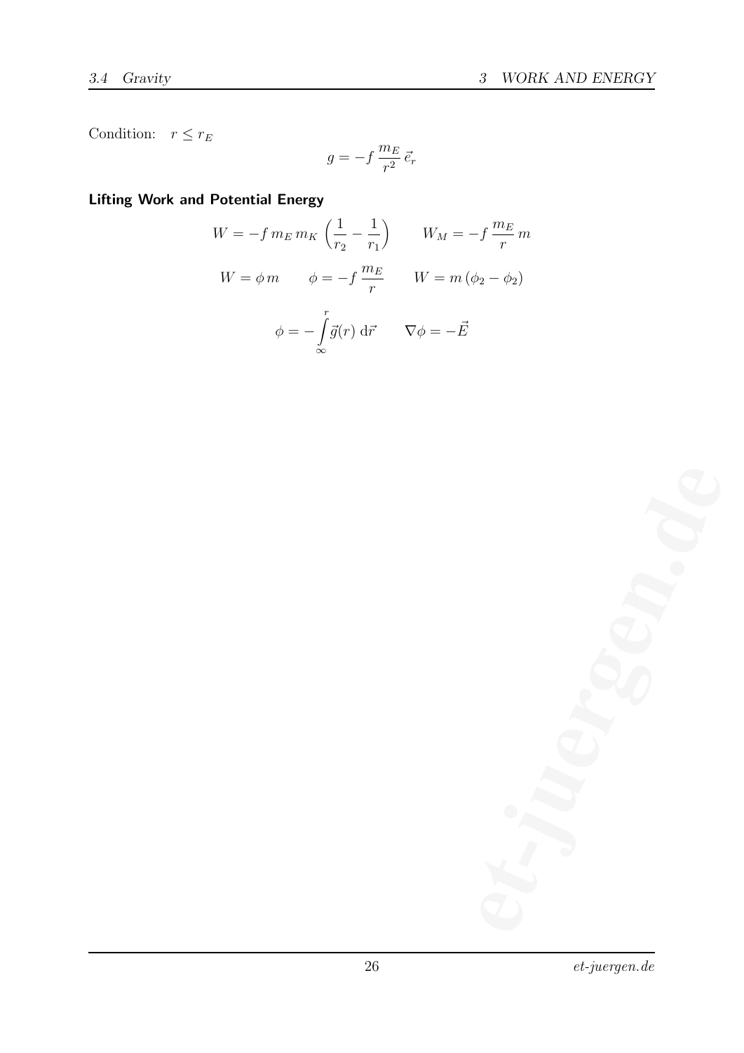Condition: $r \leq r_E$

$$g = -f \, \frac{m_E}{r^2} \, \vec{e}_r$$

### Lifting Work and Potential Energy

$$W = -f \, m_E \, m_K \left( \frac{1}{r_2} - \frac{1}{r_1} \right) \qquad W_M = -f \, \frac{m_E}{r} \, m$$

$$W = \phi \, m \qquad \phi = -f \, \frac{m_E}{r} \qquad W = m \, (\phi_2 - \phi_2)$$

$$\phi = -\int\limits_{\infty}^{r} \vec{g}(r) \, \mathrm{d}\vec{r} \qquad \nabla\phi = -\vec{E}$$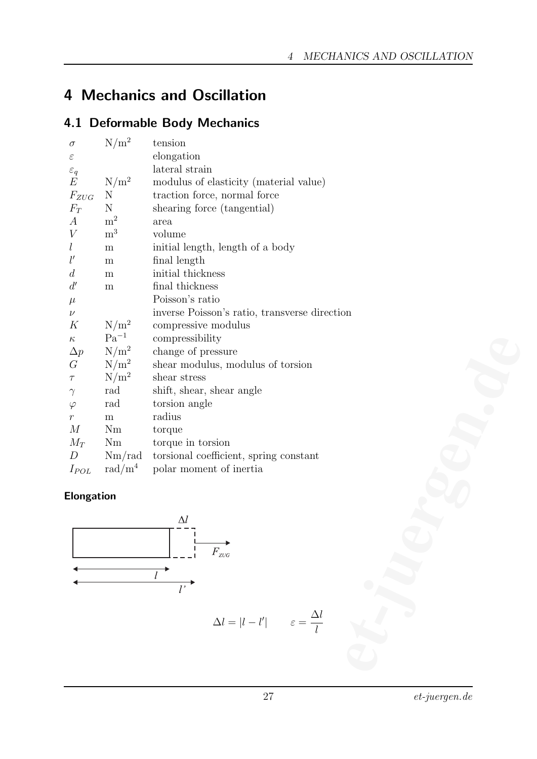# 4 Mechanics and Oscillation

## 4.1 Deformable Body Mechanics

| | | |
|---|---|---|
| $\sigma$ | $N/m^2$ | tension |
| $\varepsilon$ | | elongation |
| $\varepsilon_q$ | | lateral strain |
| $E$ | $N/m^2$ | modulus of elasticity (material value) |
| $F_{ZUG}$ | N | traction force, normal force |
| $F_T$ | N | shearing force (tangential) |
| $A$ | $m^2$ | area |
| $V$ | $m^3$ | volume |
| $l$ | m | initial length, length of a body |
| $l'$ | m | final length |
| $d$ | m | initial thickness |
| $d'$ | m | final thickness |
| $\mu$ | | Poisson's ratio |
| $\nu$ | | inverse Poisson's ratio, transverse direction |
| $K$ | $N/m^2$ | compressive modulus |
| $\kappa$ | $Pa^{-1}$ | compressibility |
| $\Delta p$ | $N/m^2$ | change of pressure |
| $G$ | $N/m^2$ | shear modulus, modulus of torsion |
| $\tau$ | $N/m^2$ | shear stress |
| $\gamma$ | rad | shift, shear, shear angle |
| $\varphi$ | rad | torsion angle |
| $r$ | m | radius |
| $M$ | Nm | torque |
| $M_T$ | Nm | torque in torsion |
| $D$ | Nm/rad | torsional coefficient, spring constant |
| $I_{POL}$ | $rad/m^4$ | polar moment of inertia |

### Elongation

$\Delta l$

$F_{ZUG}$

$l$

$l'$

$$\Delta l = |l - l'| \qquad \varepsilon = \frac{\Delta l}{l}$$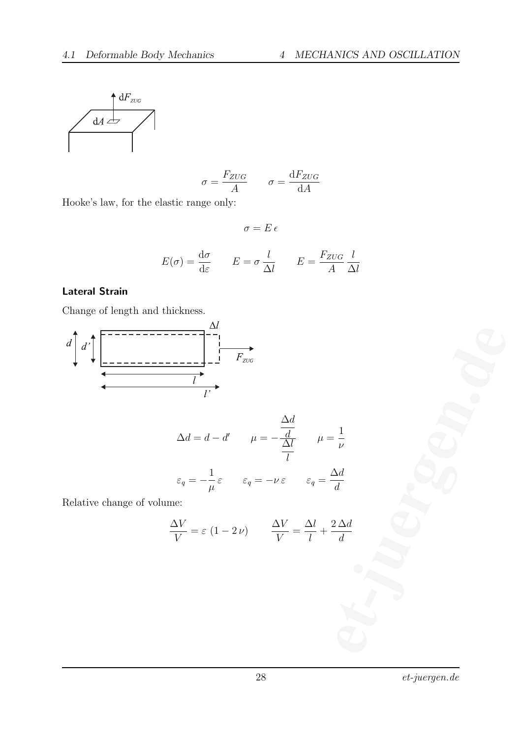$$\sigma = \frac{F_{ZUG}}{A} \qquad \sigma = \frac{\mathrm{d}F_{ZUG}}{\mathrm{d}A}$$

Hooke's law, for the elastic range only:

$$\sigma = E\,\epsilon$$

$$E(\sigma) = \frac{\mathrm{d}\sigma}{\mathrm{d}\varepsilon} \qquad E = \sigma\,\frac{l}{\Delta l} \qquad E = \frac{F_{ZUG}}{A}\,\frac{l}{\Delta l}$$

### Lateral Strain

Change of length and thickness.

$$\Delta d = d - d' \qquad \mu = -\frac{\frac{\Delta d}{d}}{\frac{\Delta l}{l}} \qquad \mu = \frac{1}{\nu}$$

$$\varepsilon_q = -\frac{1}{\mu}\,\varepsilon \qquad \varepsilon_q = -\nu\,\varepsilon \qquad \varepsilon_q = \frac{\Delta d}{d}$$

Relative change of volume:

$$\frac{\Delta V}{V} = \varepsilon\,(1 - 2\,\nu) \qquad \frac{\Delta V}{V} = \frac{\Delta l}{l} + \frac{2\,\Delta d}{d}$$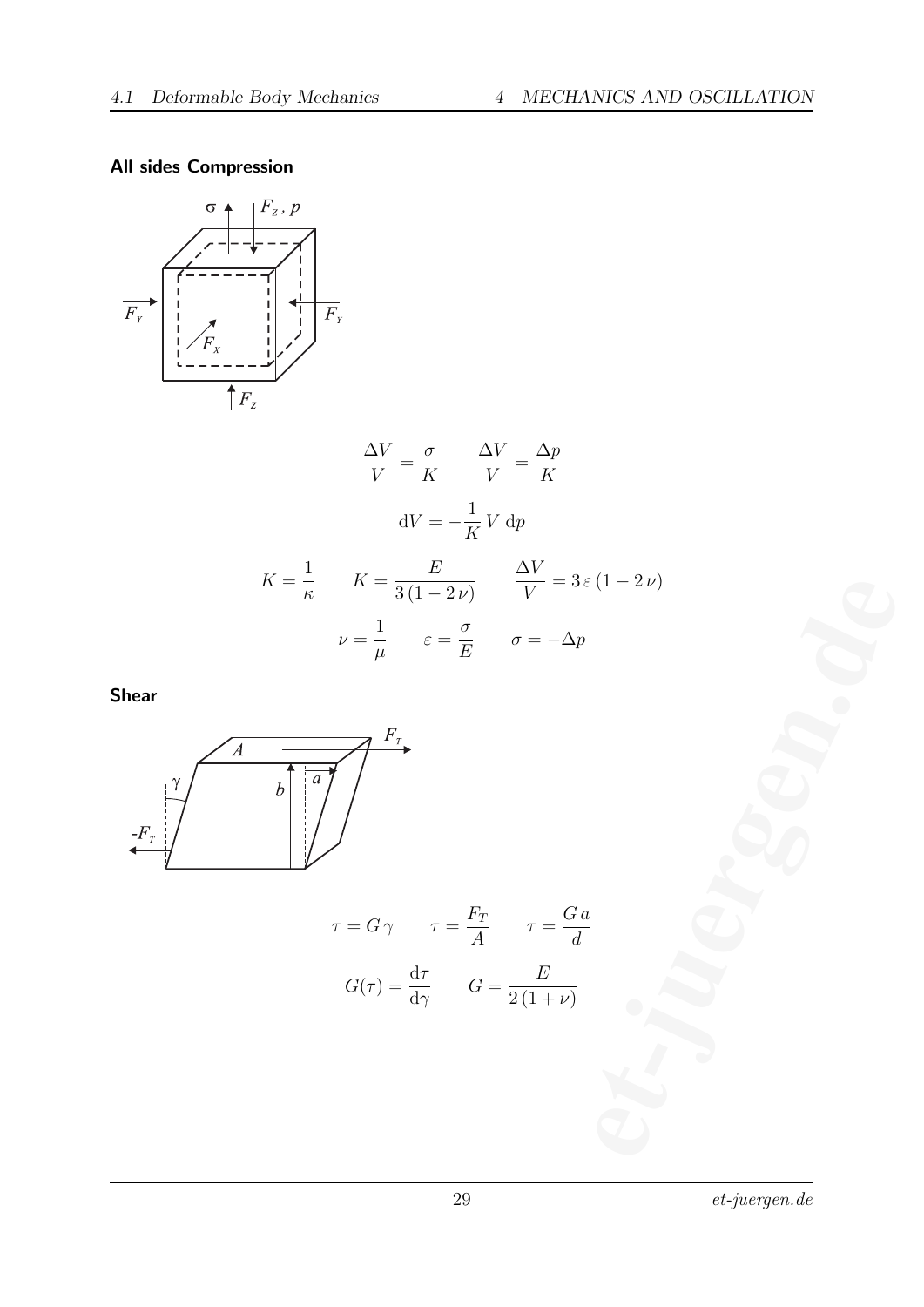## All sides Compression

$$\frac{\Delta V}{V} = \frac{\sigma}{K} \qquad \frac{\Delta V}{V} = \frac{\Delta p}{K}$$

$$\mathrm{d}V = -\frac{1}{K}\, V \, \mathrm{d}p$$

$$K = \frac{1}{\kappa} \qquad K = \frac{E}{3\,(1 - 2\,\nu)} \qquad \frac{\Delta V}{V} = 3\,\varepsilon\,(1 - 2\,\nu)$$

$$\nu = \frac{1}{\mu} \qquad \varepsilon = \frac{\sigma}{E} \qquad \sigma = -\Delta p$$

## Shear

$$\tau = G\,\gamma \qquad \tau = \frac{F_T}{A} \qquad \tau = \frac{G\,a}{d}$$

$$G(\tau) = \frac{\mathrm{d}\tau}{\mathrm{d}\gamma} \qquad G = \frac{E}{2\,(1 + \nu)}$$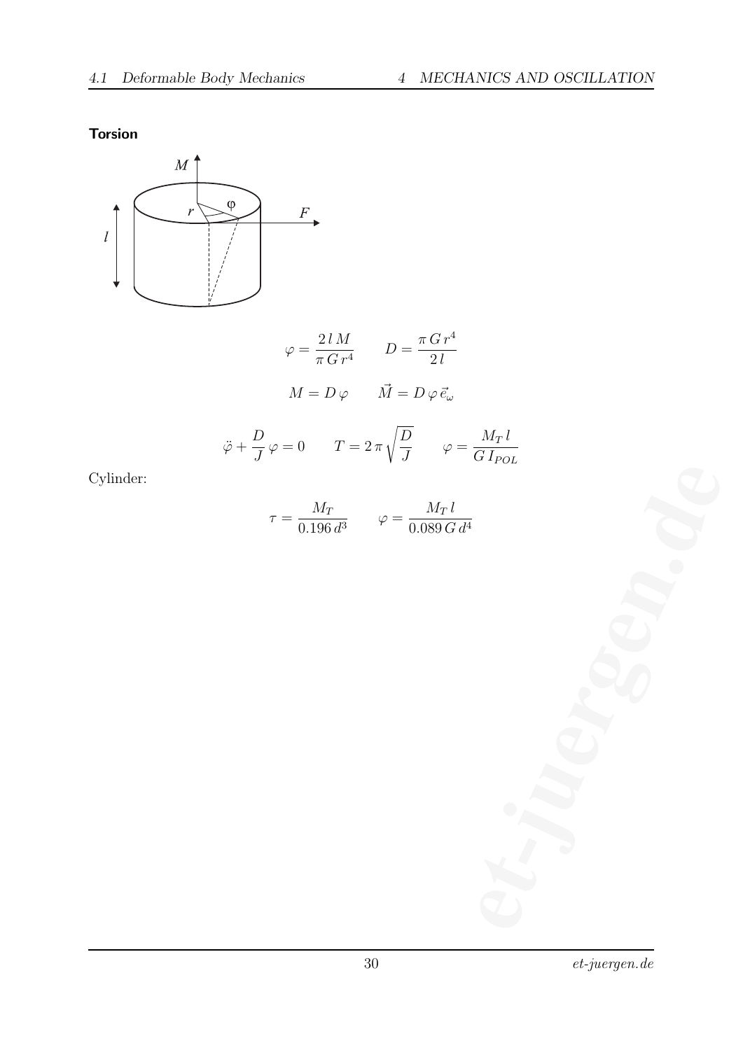### Torsion

M

r

φ

F

l

$$\varphi = \frac{2\,l\,M}{\pi\,G\,r^4} \qquad D = \frac{\pi\,G\,r^4}{2\,l}$$

$$M = D\,\varphi \qquad \vec{M} = D\,\varphi\,\vec{e}_\omega$$

$$\ddot{\varphi} + \frac{D}{J}\,\varphi = 0 \qquad T = 2\,\pi\,\sqrt{\frac{D}{J}} \qquad \varphi = \frac{M_T\,l}{G\,I_{POL}}$$

Cylinder:

$$\tau = \frac{M_T}{0.196\,d^3} \qquad \varphi = \frac{M_T\,l}{0.089\,G\,d^4}$$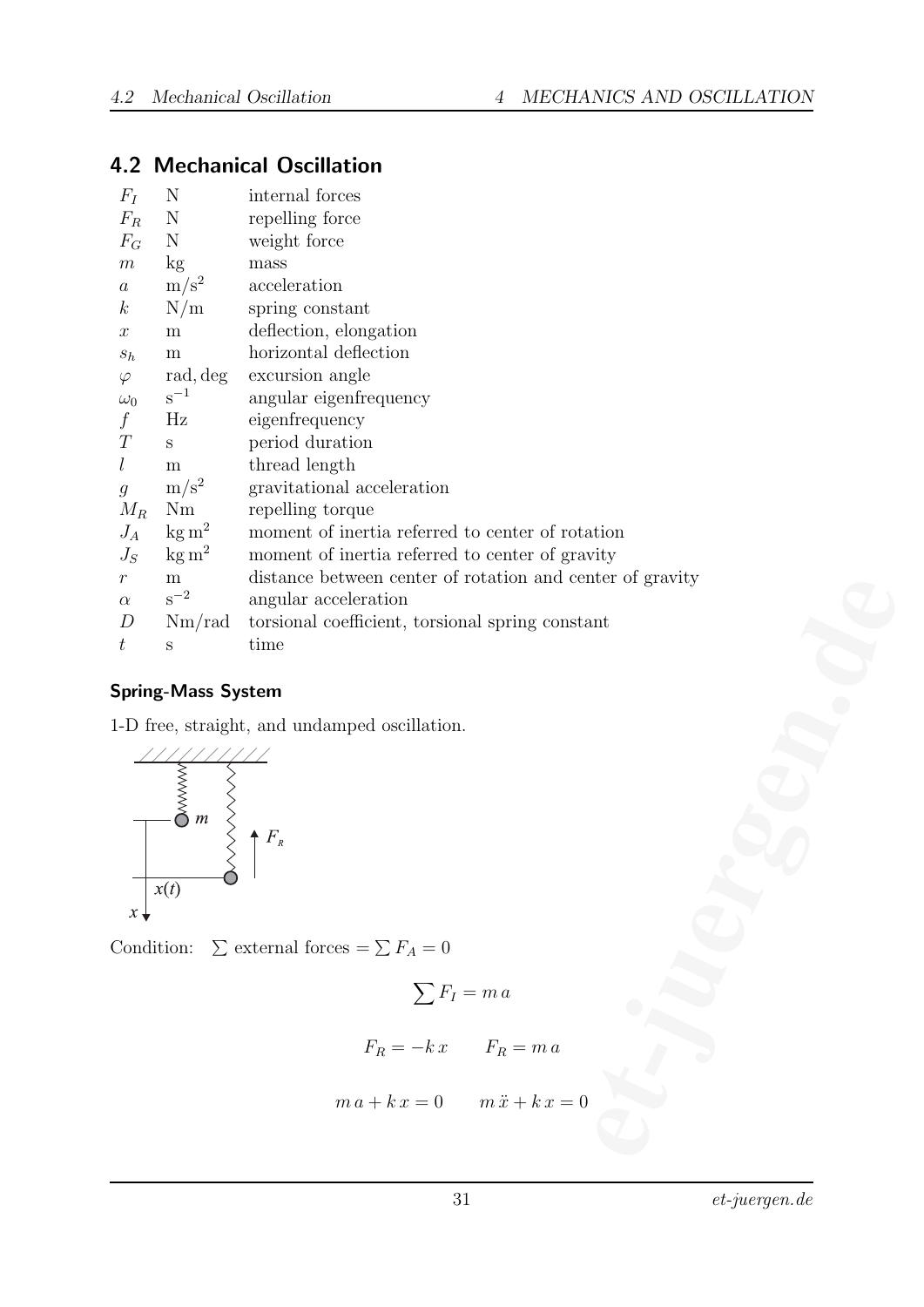## 4.2 Mechanical Oscillation

| | | |
|---|---|---|
| $F_I$ | N | internal forces |
| $F_R$ | N | repelling force |
| $F_G$ | N | weight force |
| $m$ | kg | mass |
| $a$ | $\mathrm{m/s^2}$ | acceleration |
| $k$ | N/m | spring constant |
| $x$ | m | deflection, elongation |
| $s_h$ | m | horizontal deflection |
| $\varphi$ | rad, deg | excursion angle |
| $\omega_0$ | $\mathrm{s^{-1}}$ | angular eigenfrequency |
| $f$ | Hz | eigenfrequency |
| $T$ | s | period duration |
| $l$ | m | thread length |
| $g$ | $\mathrm{m/s^2}$ | gravitational acceleration |
| $M_R$ | Nm | repelling torque |
| $J_A$ | $\mathrm{kg\,m^2}$ | moment of inertia referred to center of rotation |
| $J_S$ | $\mathrm{kg\,m^2}$ | moment of inertia referred to center of gravity |
| $r$ | m | distance between center of rotation and center of gravity |
| $\alpha$ | $\mathrm{s^{-2}}$ | angular acceleration |
| $D$ | Nm/rad | torsional coefficient, torsional spring constant |
| $t$ | s | time |

### Spring-Mass System

1-D free, straight, and undamped oscillation.

$m$

$F_R$

$x(t)$

$x$

Condition: $\sum$ external forces $= \sum F_A = 0$

$$\sum F_I = m\,a$$

$$F_R = -k\,x \qquad F_R = m\,a$$

$$m\,a + k\,x = 0 \qquad m\,\ddot{x} + k\,x = 0$$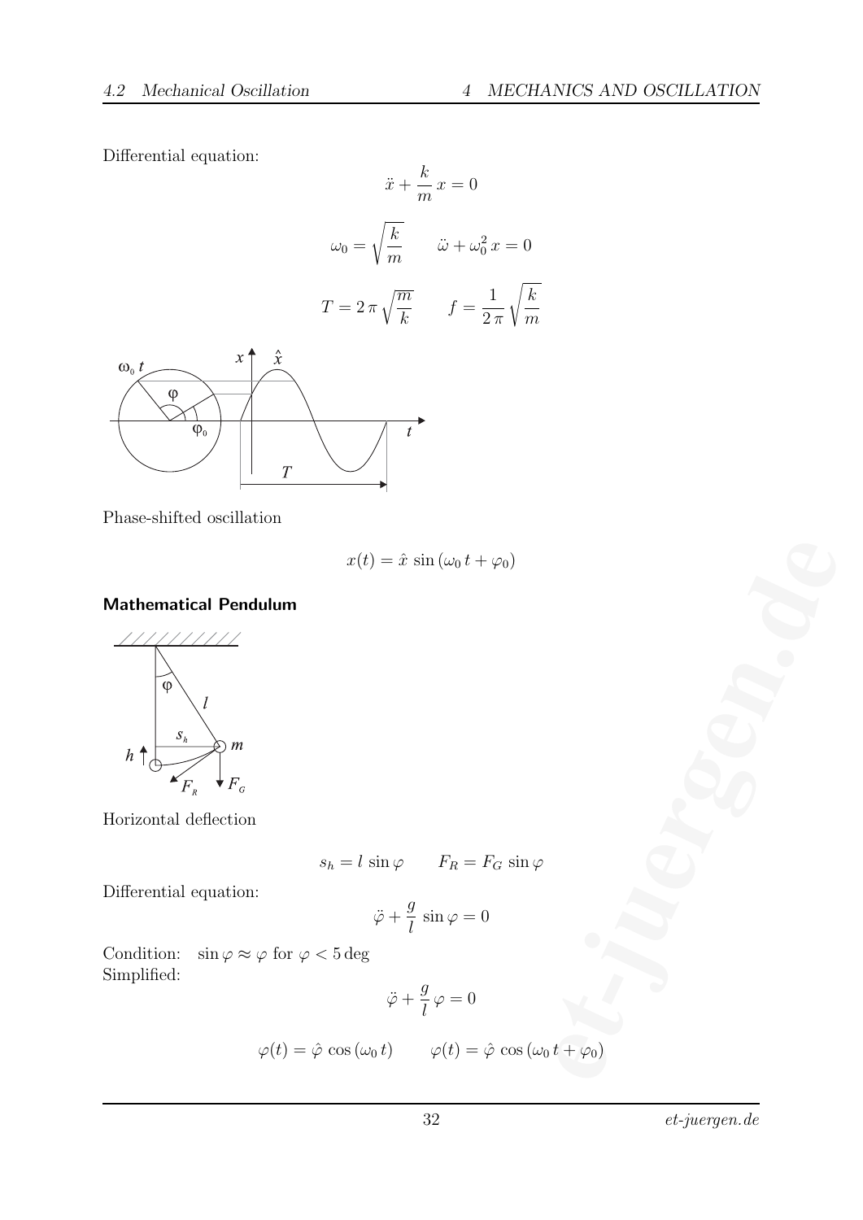Differential equation:

$$\ddot{x} + \frac{k}{m}\, x = 0$$

$$\omega_0 = \sqrt{\frac{k}{m}} \qquad \ddot{\omega} + \omega_0^2\, x = 0$$

$$T = 2\,\pi \sqrt{\frac{m}{k}} \qquad f = \frac{1}{2\,\pi} \sqrt{\frac{k}{m}}$$

$\omega_0\, t$
$\varphi$
$\varphi_0$
$x$
$\hat{x}$
$t$
$T$

Phase-shifted oscillation

$$x(t) = \hat{x}\, \sin\left(\omega_0\, t + \varphi_0\right)$$

### Mathematical Pendulum

$\varphi$
$l$
$s_h$
$m$
$h$
$F_R$
$F_G$

Horizontal deflection

$$s_h = l\, \sin\varphi \qquad F_R = F_G\, \sin\varphi$$

Differential equation:

$$\ddot{\varphi} + \frac{g}{l}\, \sin\varphi = 0$$

Condition: $\sin\varphi \approx \varphi$ for $\varphi < 5\,\text{deg}$
Simplified:

$$\ddot{\varphi} + \frac{g}{l}\, \varphi = 0$$

$$\varphi(t) = \hat{\varphi}\, \cos\left(\omega_0\, t\right) \qquad \varphi(t) = \hat{\varphi}\, \cos\left(\omega_0\, t + \varphi_0\right)$$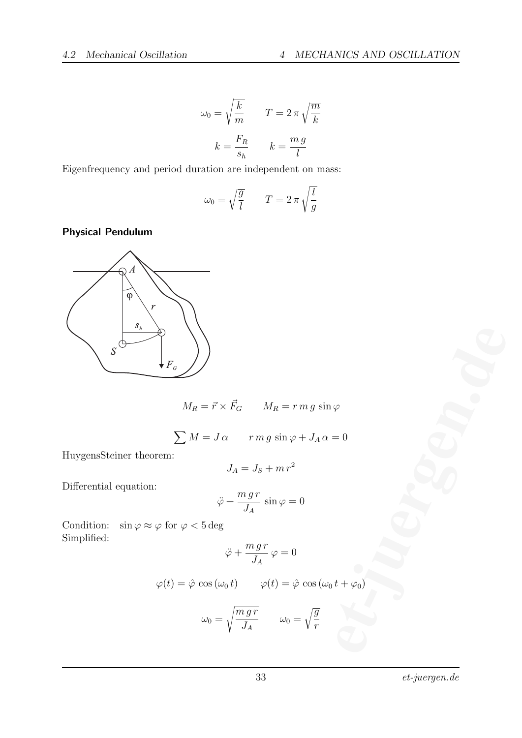$$\omega_0 = \sqrt{\frac{k}{m}} \qquad T = 2\,\pi\,\sqrt{\frac{m}{k}}$$

$$k = \frac{F_R}{s_h} \qquad k = \frac{m\,g}{l}$$

Eigenfrequency and period duration are independent on mass:

$$\omega_0 = \sqrt{\frac{g}{l}} \qquad T = 2\,\pi\,\sqrt{\frac{l}{g}}$$

### Physical Pendulum

A

φ

r

$s_h$

S

$F_G$

$$M_R = \vec{r} \times \vec{F}_G \qquad M_R = r\,m\,g\,\sin\varphi$$

$$\sum M = J\,\alpha \qquad r\,m\,g\,\sin\varphi + J_A\,\alpha = 0$$

HuygensSteiner theorem:

$$J_A = J_S + m\,r^2$$

Differential equation:

$$\ddot{\varphi} + \frac{m\,g\,r}{J_A}\,\sin\varphi = 0$$

Condition: $\sin\varphi \approx \varphi$ for $\varphi < 5\,\text{deg}$

Simplified:

$$\ddot{\varphi} + \frac{m\,g\,r}{J_A}\,\varphi = 0$$

$$\varphi(t) = \hat{\varphi}\,\cos(\omega_0\,t) \qquad \varphi(t) = \hat{\varphi}\,\cos(\omega_0\,t + \varphi_0)$$

$$\omega_0 = \sqrt{\frac{m\,g\,r}{J_A}} \qquad \omega_0 = \sqrt{\frac{g}{r}}$$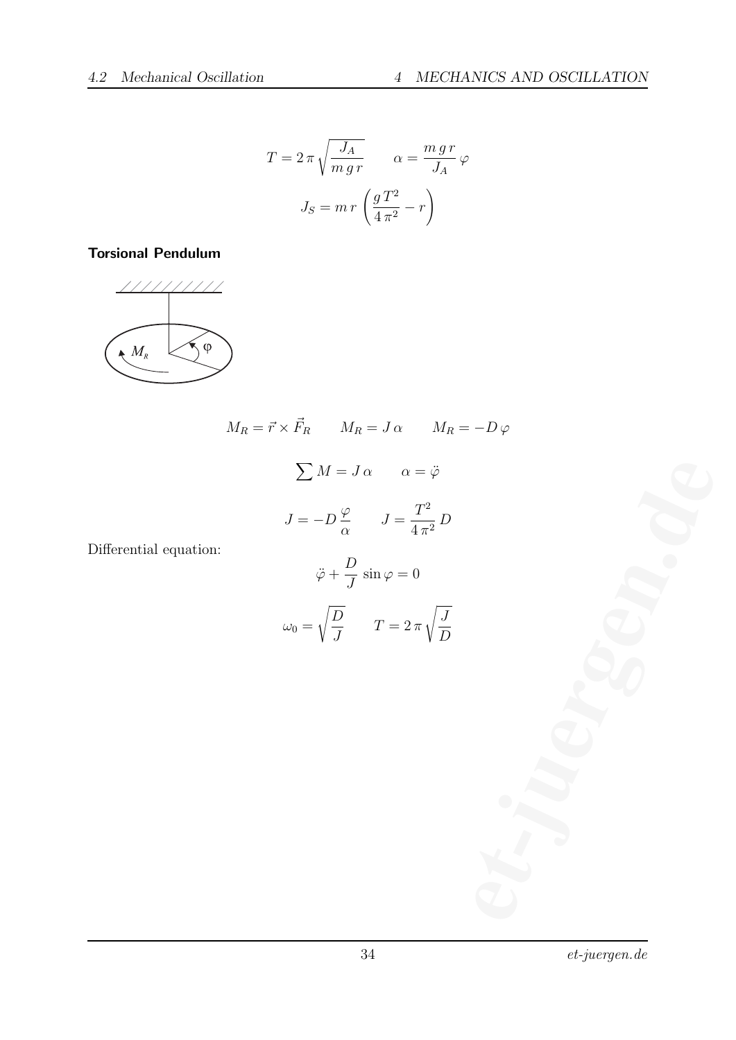$$T = 2\,\pi\,\sqrt{\frac{J_A}{m\,g\,r}} \qquad \alpha = \frac{m\,g\,r}{J_A}\,\varphi$$

$$J_S = m\,r\,\left(\frac{g\,T^2}{4\,\pi^2} - r\right)$$

**Torsional Pendulum**

$$M_R = \vec{r} \times \vec{F}_R \qquad M_R = J\,\alpha \qquad M_R = -D\,\varphi$$

$$\sum M = J\,\alpha \qquad \alpha = \ddot{\varphi}$$

$$J = -D\,\frac{\varphi}{\alpha} \qquad J = \frac{T^2}{4\,\pi^2}\,D$$

Differential equation:

$$\ddot{\varphi} + \frac{D}{J}\,\sin\varphi = 0$$

$$\omega_0 = \sqrt{\frac{D}{J}} \qquad T = 2\,\pi\,\sqrt{\frac{J}{D}}$$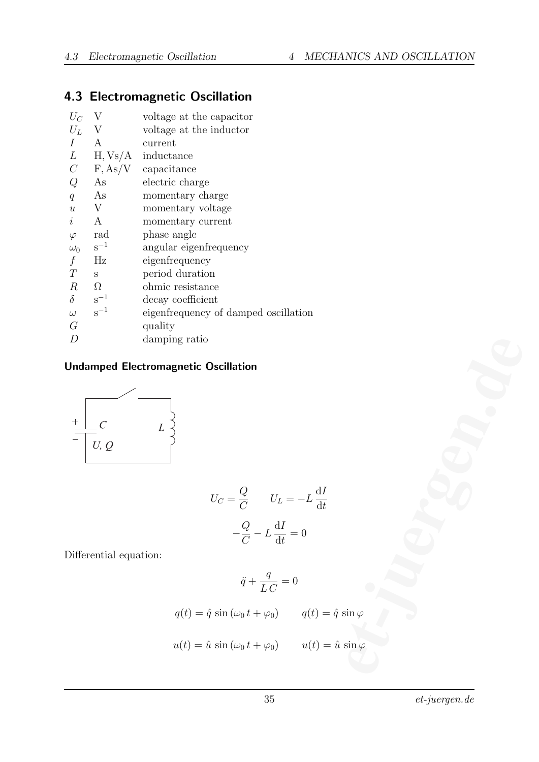## 4.3 Electromagnetic Oscillation

| | | |
|---|---|---|
| $U_C$ | V | voltage at the capacitor |
| $U_L$ | V | voltage at the inductor |
| $I$ | A | current |
| $L$ | H, Vs/A | inductance |
| $C$ | F, As/V | capacitance |
| $Q$ | As | electric charge |
| $q$ | As | momentary charge |
| $u$ | V | momentary voltage |
| $i$ | A | momentary current |
| $\varphi$ | rad | phase angle |
| $\omega_0$ | $\mathrm{s}^{-1}$ | angular eigenfrequency |
| $f$ | Hz | eigenfrequency |
| $T$ | s | period duration |
| $R$ | $\Omega$ | ohmic resistance |
| $\delta$ | $\mathrm{s}^{-1}$ | decay coefficient |
| $\omega$ | $\mathrm{s}^{-1}$ | eigenfrequency of damped oscillation |
| $G$ | | quality |
| $D$ | | damping ratio |

### Undamped Electromagnetic Oscillation

+ $C$ $L$
− $U, Q$

$$U_C = \frac{Q}{C} \qquad U_L = -L\,\frac{\mathrm{d}I}{\mathrm{d}t}$$

$$-\frac{Q}{C} - L\,\frac{\mathrm{d}I}{\mathrm{d}t} = 0$$

Differential equation:

$$\ddot{q} + \frac{q}{L\,C} = 0$$

$$q(t) = \hat{q}\,\sin\left(\omega_0\,t + \varphi_0\right) \qquad q(t) = \hat{q}\,\sin\varphi$$

$$u(t) = \hat{u}\,\sin\left(\omega_0\,t + \varphi_0\right) \qquad u(t) = \hat{u}\,\sin\varphi$$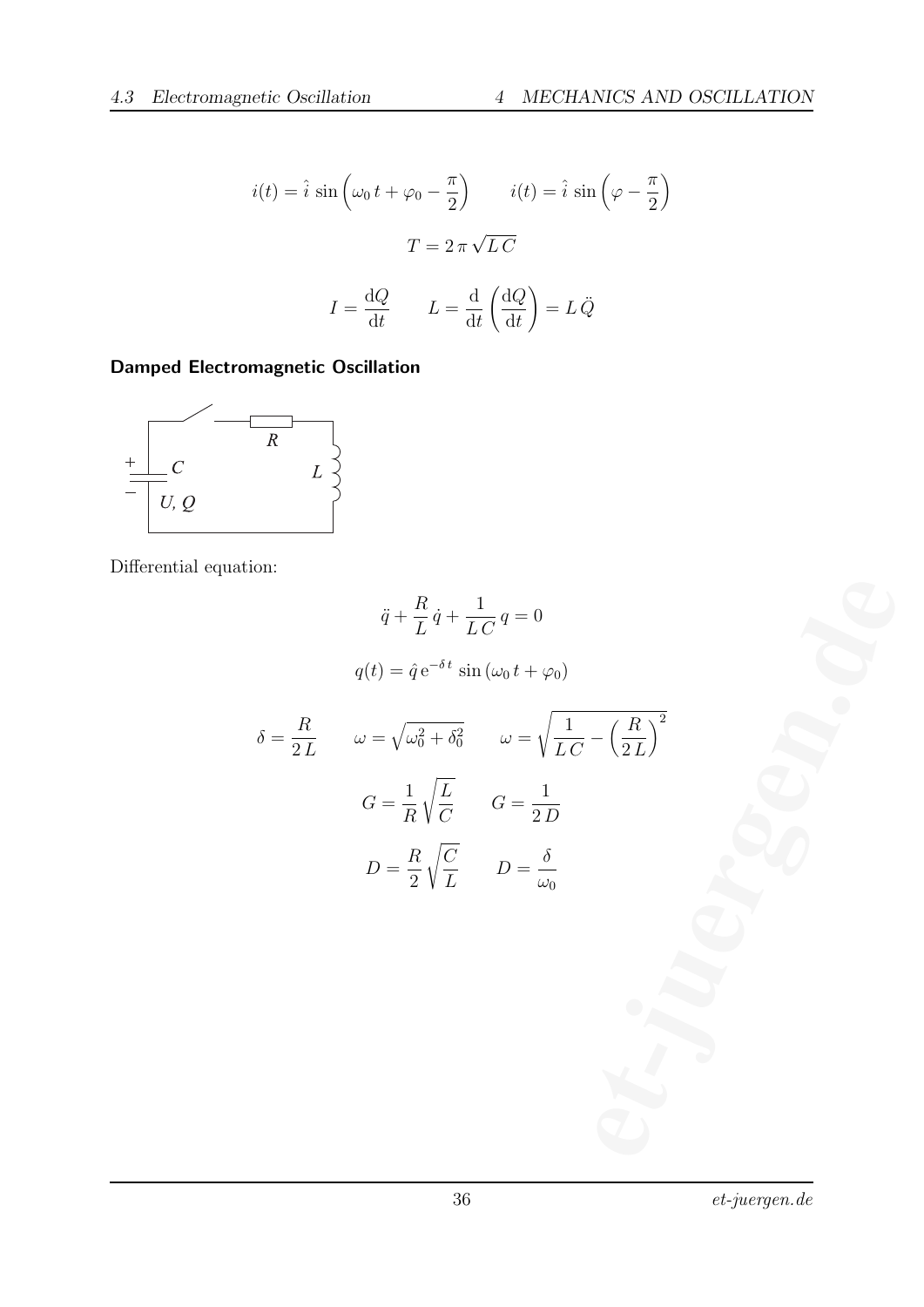$$i(t) = \hat{i}\,\sin\left(\omega_0\,t + \varphi_0 - \frac{\pi}{2}\right) \qquad i(t) = \hat{i}\,\sin\left(\varphi - \frac{\pi}{2}\right)$$

$$T = 2\,\pi\,\sqrt{L\,C}$$

$$I = \frac{\mathrm{d}Q}{\mathrm{d}t} \qquad L = \frac{\mathrm{d}}{\mathrm{d}t}\left(\frac{\mathrm{d}Q}{\mathrm{d}t}\right) = L\,\ddot{Q}$$

### Damped Electromagnetic Oscillation

R

C

L

U, Q

Differential equation:

$$\ddot{q} + \frac{R}{L}\,\dot{q} + \frac{1}{L\,C}\,q = 0$$

$$q(t) = \hat{q}\,\mathrm{e}^{-\delta\,t}\,\sin\left(\omega_0\,t + \varphi_0\right)$$

$$\delta = \frac{R}{2\,L} \qquad \omega = \sqrt{\omega_0^2 + \delta_0^2} \qquad \omega = \sqrt{\frac{1}{L\,C} - \left(\frac{R}{2\,L}\right)^2}$$

$$G = \frac{1}{R}\sqrt{\frac{L}{C}} \qquad G = \frac{1}{2\,D}$$

$$D = \frac{R}{2}\sqrt{\frac{C}{L}} \qquad D = \frac{\delta}{\omega_0}$$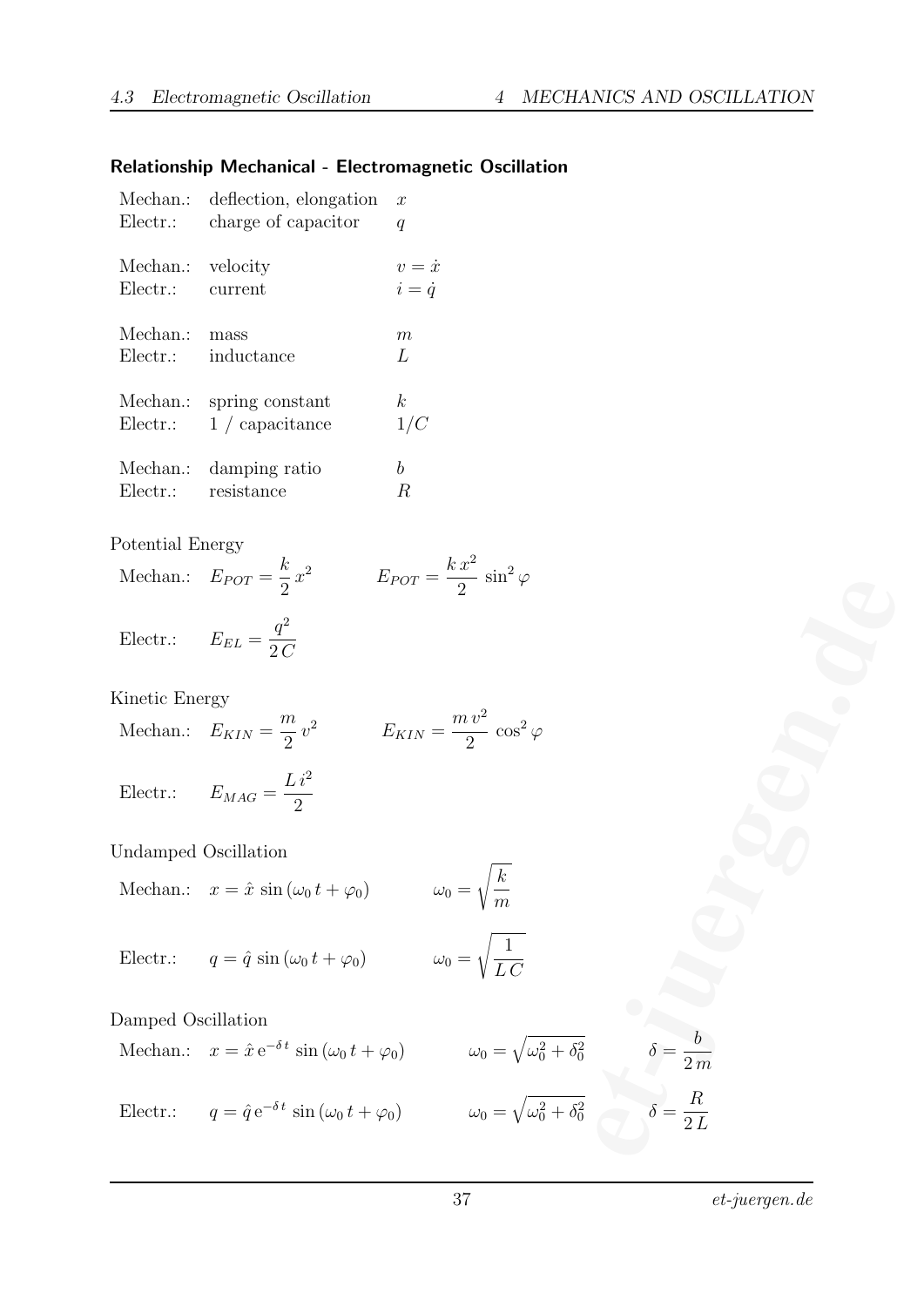### Relationship Mechanical - Electromagnetic Oscillation

| | | |
|---|---|---|
| Mechan.: | deflection, elongation | $x$ |
| Electr.: | charge of capacitor | $q$ |
| Mechan.: | velocity | $v = \dot{x}$ |
| Electr.: | current | $i = \dot{q}$ |
| Mechan.: | mass | $m$ |
| Electr.: | inductance | $L$ |
| Mechan.: | spring constant | $k$ |
| Electr.: | 1 / capacitance | $1/C$ |
| Mechan.: | damping ratio | $b$ |
| Electr.: | resistance | $R$ |

Potential Energy

Mechan.: $E_{POT} = \dfrac{k}{2}\, x^2 \qquad E_{POT} = \dfrac{k\, x^2}{2}\, \sin^2 \varphi$

Electr.: $E_{EL} = \dfrac{q^2}{2\, C}$

Kinetic Energy

Mechan.: $E_{KIN} = \dfrac{m}{2}\, v^2 \qquad E_{KIN} = \dfrac{m\, v^2}{2}\, \cos^2 \varphi$

Electr.: $E_{MAG} = \dfrac{L\, i^2}{2}$

Undamped Oscillation

Mechan.: $x = \hat{x}\, \sin\left(\omega_0\, t + \varphi_0\right) \qquad \omega_0 = \sqrt{\dfrac{k}{m}}$

Electr.: $q = \hat{q}\, \sin\left(\omega_0\, t + \varphi_0\right) \qquad \omega_0 = \sqrt{\dfrac{1}{L\, C}}$

Damped Oscillation

Mechan.: $x = \hat{x}\, \mathrm{e}^{-\delta\, t}\, \sin\left(\omega_0\, t + \varphi_0\right) \qquad \omega_0 = \sqrt{\omega_0^2 + \delta_0^2} \qquad \delta = \dfrac{b}{2\, m}$

Electr.: $q = \hat{q}\, \mathrm{e}^{-\delta\, t}\, \sin\left(\omega_0\, t + \varphi_0\right) \qquad \omega_0 = \sqrt{\omega_0^2 + \delta_0^2} \qquad \delta = \dfrac{R}{2\, L}$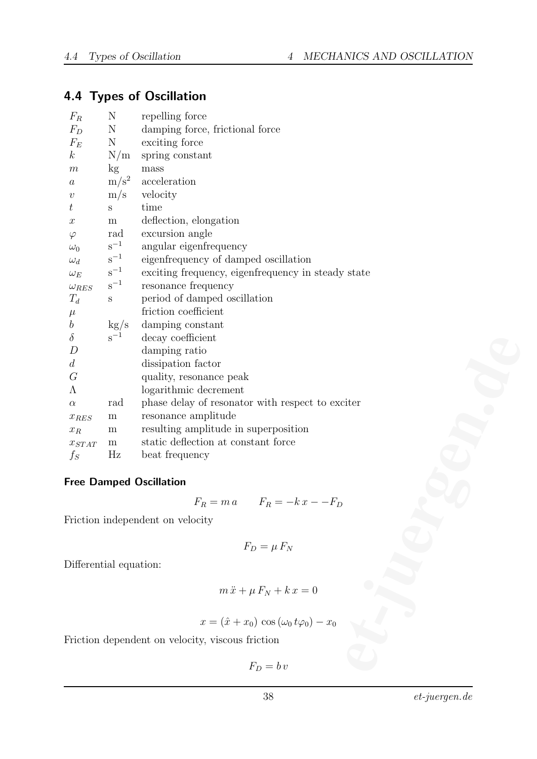## 4.4 Types of Oscillation

| | | |
|---|---|---|
| $F_R$ | N | repelling force |
| $F_D$ | N | damping force, frictional force |
| $F_E$ | N | exciting force |
| $k$ | N/m | spring constant |
| $m$ | kg | mass |
| $a$ | m/s$^2$ | acceleration |
| $v$ | m/s | velocity |
| $t$ | s | time |
| $x$ | m | deflection, elongation |
| $\varphi$ | rad | excursion angle |
| $\omega_0$ | s$^{-1}$ | angular eigenfrequency |
| $\omega_d$ | s$^{-1}$ | eigenfrequency of damped oscillation |
| $\omega_E$ | s$^{-1}$ | exciting frequency, eigenfrequency in steady state |
| $\omega_{RES}$ | s$^{-1}$ | resonance frequency |
| $T_d$ | s | period of damped oscillation |
| $\mu$ | | friction coefficient |
| $b$ | kg/s | damping constant |
| $\delta$ | s$^{-1}$ | decay coefficient |
| $D$ | | damping ratio |
| $d$ | | dissipation factor |
| $G$ | | quality, resonance peak |
| $\Lambda$ | | logarithmic decrement |
| $\alpha$ | rad | phase delay of resonator with respect to exciter |
| $x_{RES}$ | m | resonance amplitude |
| $x_R$ | m | resulting amplitude in superposition |
| $x_{STAT}$ | m | static deflection at constant force |
| $f_S$ | Hz | beat frequency |

### Free Damped Oscillation

$$F_R = m\,a \qquad F_R = -k\,x - -F_D$$

Friction independent on velocity

$$F_D = \mu\,F_N$$

Differential equation:

$$m\,\ddot{x} + \mu\,F_N + k\,x = 0$$

$$x = (\hat{x} + x_0)\,\cos(\omega_0\,t\varphi_0) - x_0$$

Friction dependent on velocity, viscous friction

$$F_D = b\,v$$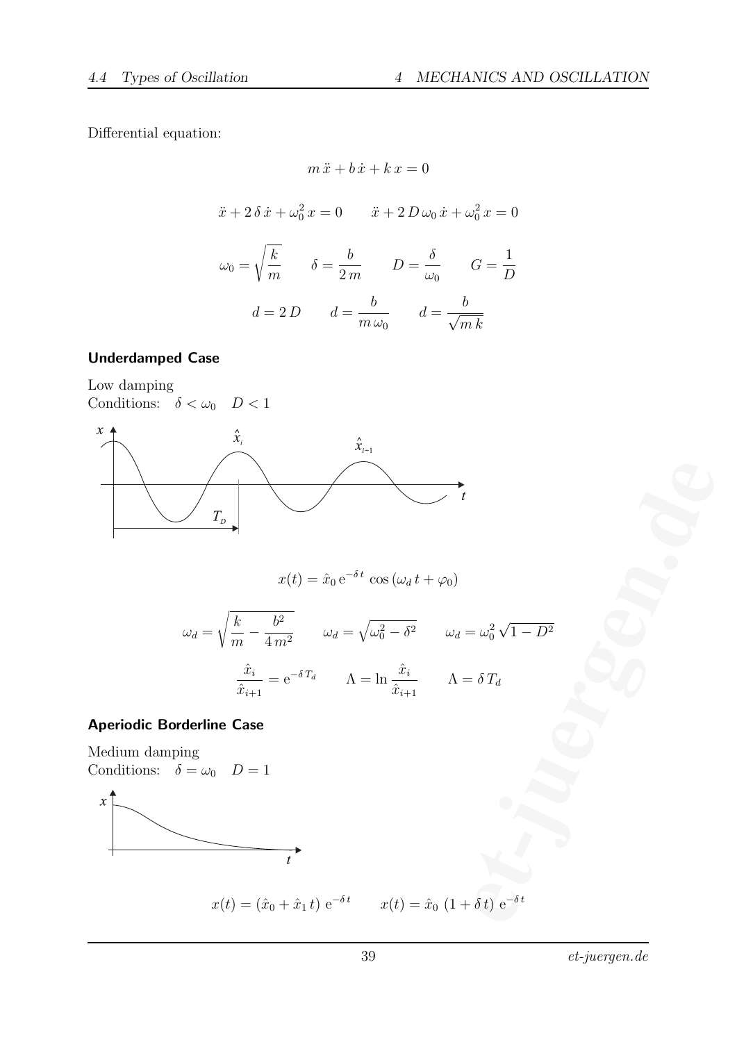Differential equation:

$$m\,\ddot{x} + b\,\dot{x} + k\,x = 0$$

$$\ddot{x} + 2\,\delta\,\dot{x} + \omega_0^2\,x = 0 \qquad \ddot{x} + 2\,D\,\omega_0\,\dot{x} + \omega_0^2\,x = 0$$

$$\omega_0 = \sqrt{\frac{k}{m}} \qquad \delta = \frac{b}{2\,m} \qquad D = \frac{\delta}{\omega_0} \qquad G = \frac{1}{D}$$

$$d = 2\,D \qquad d = \frac{b}{m\,\omega_0} \qquad d = \frac{b}{\sqrt{m\,k}}$$

### Underdamped Case

Low damping
Conditions: $\delta < \omega_0 \quad D < 1$

x
$\hat{x}_i$
$\hat{x}_{i+1}$
$T_D$
t

$$x(t) = \hat{x}_0\,\mathrm{e}^{-\delta\,t}\,\cos\left(\omega_d\,t + \varphi_0\right)$$

$$\omega_d = \sqrt{\frac{k}{m} - \frac{b^2}{4\,m^2}} \qquad \omega_d = \sqrt{\omega_0^2 - \delta^2} \qquad \omega_d = \omega_0^2\,\sqrt{1 - D^2}$$

$$\frac{\hat{x}_i}{\hat{x}_{i+1}} = \mathrm{e}^{-\delta\,T_d} \qquad \Lambda = \ln\frac{\hat{x}_i}{\hat{x}_{i+1}} \qquad \Lambda = \delta\,T_d$$

### Aperiodic Borderline Case

Medium damping
Conditions: $\delta = \omega_0 \quad D = 1$

x
t

$$x(t) = (\hat{x}_0 + \hat{x}_1\,t)\;\mathrm{e}^{-\delta\,t} \qquad x(t) = \hat{x}_0\;(1 + \delta\,t)\;\mathrm{e}^{-\delta\,t}$$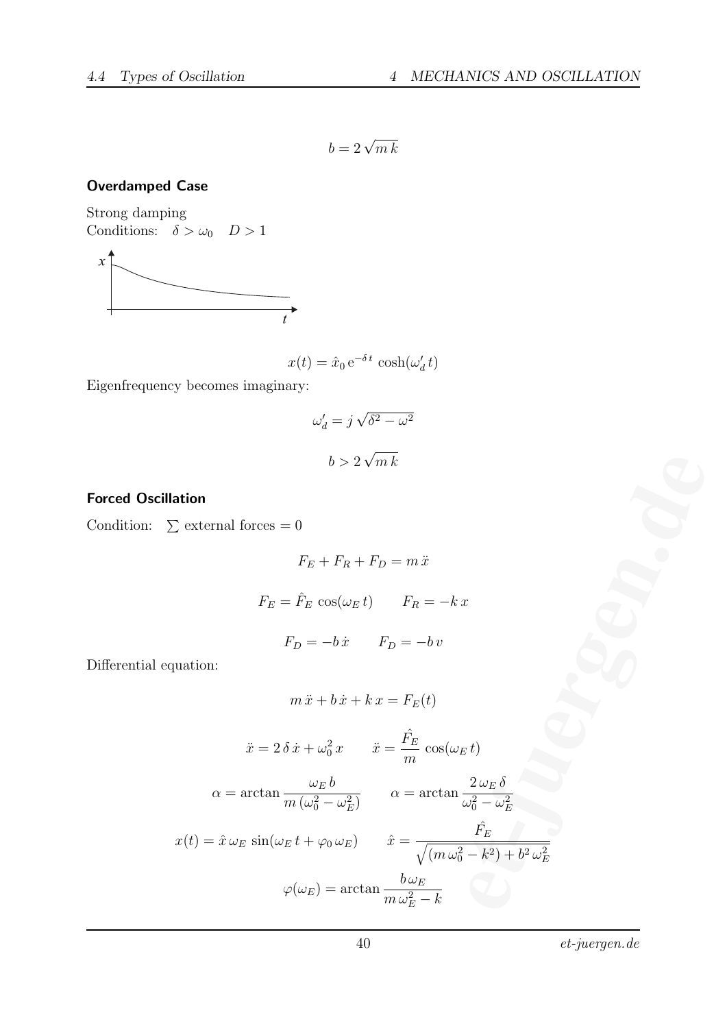$$b = 2\sqrt{m\,k}$$

### Overdamped Case

Strong damping
Conditions: $\delta > \omega_0 \quad D > 1$

x

t

$$x(t) = \hat{x}_0\,\mathrm{e}^{-\delta\,t}\,\cosh(\omega_d'\,t)$$

Eigenfrequency becomes imaginary:

$$\omega_d' = j\,\sqrt{\delta^2 - \omega^2}$$

$$b > 2\sqrt{m\,k}$$

### Forced Oscillation

Condition: $\sum$ external forces $= 0$

$$F_E + F_R + F_D = m\,\ddot{x}$$

$$F_E = \hat{F}_E\,\cos(\omega_E\,t) \qquad F_R = -k\,x$$

$$F_D = -b\,\dot{x} \qquad F_D = -b\,v$$

Differential equation:

$$m\,\ddot{x} + b\,\dot{x} + k\,x = F_E(t)$$

$$\ddot{x} = 2\,\delta\,\dot{x} + \omega_0^2\,x \qquad \ddot{x} = \frac{\hat{F}_E}{m}\,\cos(\omega_E\,t)$$

$$\alpha = \arctan\frac{\omega_E\,b}{m\,(\omega_0^2 - \omega_E^2)} \qquad \alpha = \arctan\frac{2\,\omega_E\,\delta}{\omega_0^2 - \omega_E^2}$$

$$x(t) = \hat{x}\,\omega_E\,\sin(\omega_E\,t + \varphi_0\,\omega_E) \qquad \hat{x} = \frac{\hat{F}_E}{\sqrt{(m\,\omega_0^2 - k^2) + b^2\,\omega_E^2}}$$

$$\varphi(\omega_E) = \arctan\frac{b\,\omega_E}{m\,\omega_E^2 - k}$$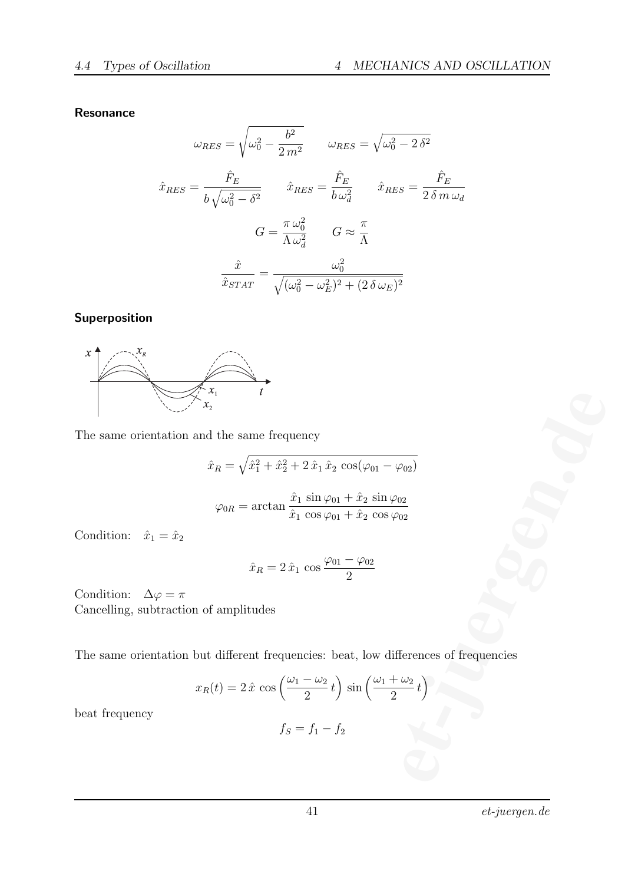### Resonance

$$\omega_{RES} = \sqrt{\omega_0^2 - \frac{b^2}{2\,m^2}} \qquad \omega_{RES} = \sqrt{\omega_0^2 - 2\,\delta^2}$$

$$\hat{x}_{RES} = \frac{\hat{F}_E}{b\sqrt{\omega_0^2 - \delta^2}} \qquad \hat{x}_{RES} = \frac{\hat{F}_E}{b\,\omega_d^2} \qquad \hat{x}_{RES} = \frac{\hat{F}_E}{2\,\delta\,m\,\omega_d}$$

$$G = \frac{\pi\,\omega_0^2}{\Lambda\,\omega_d^2} \qquad G \approx \frac{\pi}{\Lambda}$$

$$\frac{\hat{x}}{\hat{x}_{STAT}} = \frac{\omega_0^2}{\sqrt{(\omega_0^2 - \omega_E^2)^2 + (2\,\delta\,\omega_E)^2}}$$

### Superposition

x

$x_R$

$x_1$

$x_2$

t

The same orientation and the same frequency

$$\hat{x}_R = \sqrt{\hat{x}_1^2 + \hat{x}_2^2 + 2\,\hat{x}_1\,\hat{x}_2\,\cos(\varphi_{01} - \varphi_{02})}$$

$$\varphi_{0R} = \arctan\frac{\hat{x}_1\,\sin\varphi_{01} + \hat{x}_2\,\sin\varphi_{02}}{\hat{x}_1\,\cos\varphi_{01} + \hat{x}_2\,\cos\varphi_{02}}$$

Condition: $\hat{x}_1 = \hat{x}_2$

$$\hat{x}_R = 2\,\hat{x}_1\,\cos\frac{\varphi_{01} - \varphi_{02}}{2}$$

Condition: $\Delta\varphi = \pi$
Cancelling, subtraction of amplitudes

The same orientation but different frequencies: beat, low differences of frequencies

$$x_R(t) = 2\,\hat{x}\,\cos\left(\frac{\omega_1 - \omega_2}{2}\,t\right)\,\sin\left(\frac{\omega_1 + \omega_2}{2}\,t\right)$$

beat frequency

$$f_S = f_1 - f_2$$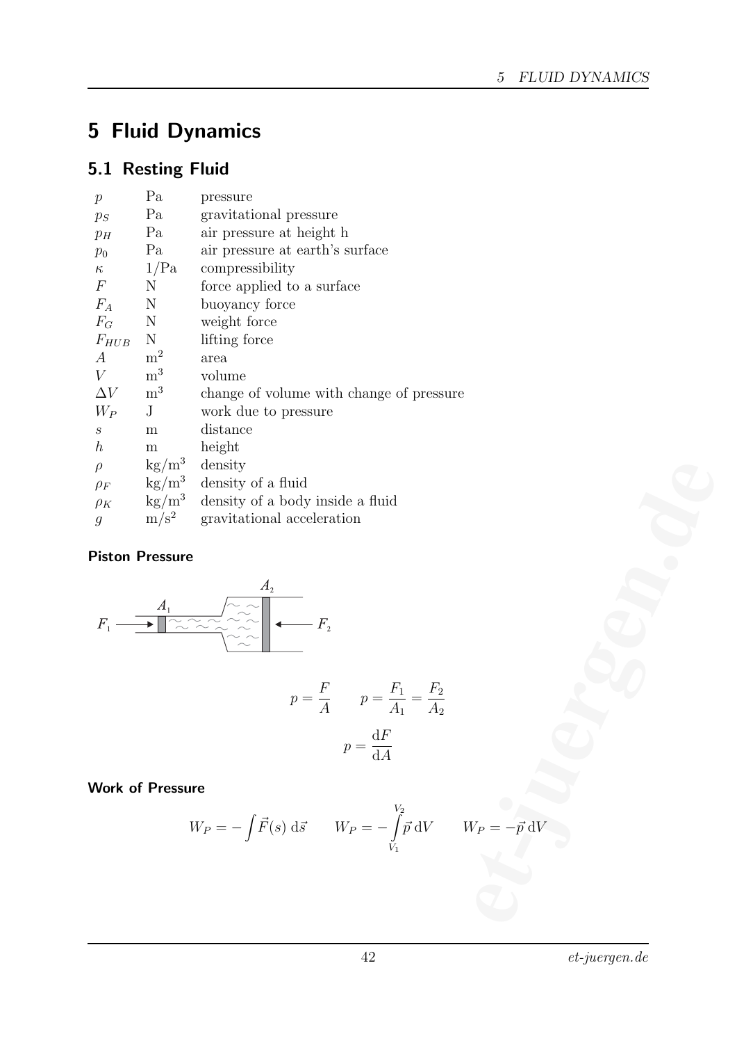# 5 Fluid Dynamics

## 5.1 Resting Fluid

| | | |
|---|---|---|
| $p$ | Pa | pressure |
| $p_S$ | Pa | gravitational pressure |
| $p_H$ | Pa | air pressure at height h |
| $p_0$ | Pa | air pressure at earth's surface |
| $\kappa$ | 1/Pa | compressibility |
| $F$ | N | force applied to a surface |
| $F_A$ | N | buoyancy force |
| $F_G$ | N | weight force |
| $F_{HUB}$ | N | lifting force |
| $A$ | $\mathrm{m}^2$ | area |
| $V$ | $\mathrm{m}^3$ | volume |
| $\Delta V$ | $\mathrm{m}^3$ | change of volume with change of pressure |
| $W_P$ | J | work due to pressure |
| $s$ | m | distance |
| $h$ | m | height |
| $\rho$ | $\mathrm{kg/m}^3$ | density |
| $\rho_F$ | $\mathrm{kg/m}^3$ | density of a fluid |
| $\rho_K$ | $\mathrm{kg/m}^3$ | density of a body inside a fluid |
| $g$ | $\mathrm{m/s}^2$ | gravitational acceleration |

### Piston Pressure

$A_1$ $A_2$ $F_1$ $F_2$

$$p = \frac{F}{A} \qquad p = \frac{F_1}{A_1} = \frac{F_2}{A_2}$$

$$p = \frac{\mathrm{d}F}{\mathrm{d}A}$$

### Work of Pressure

$$W_P = -\int \vec{F}(s)\,\mathrm{d}\vec{s} \qquad W_P = -\int_{V_1}^{V_2} \vec{p}\,\mathrm{d}V \qquad W_P = -\vec{p}\,\mathrm{d}V$$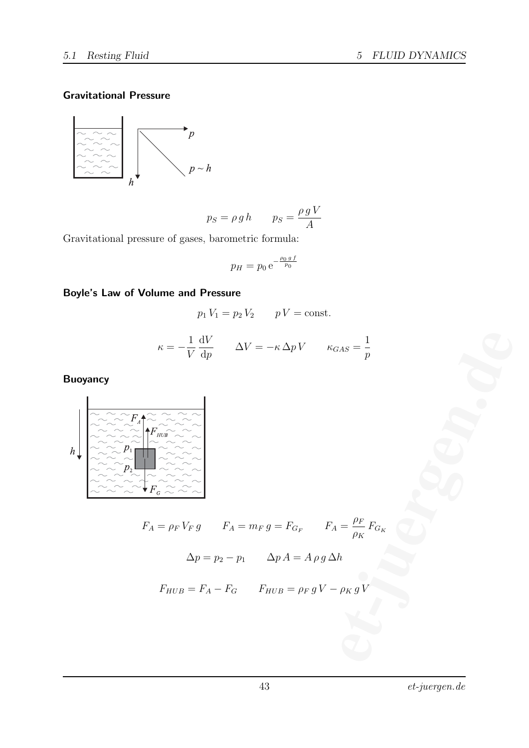### Gravitational Pressure

p

$p \sim h$

h

$$p_S = \rho\, g\, h \qquad p_S = \frac{\rho\, g\, V}{A}$$

Gravitational pressure of gases, barometric formula:

$$p_H = p_0\, \mathrm{e}^{-\frac{\rho_0\, g\, f}{p_0}}$$

### Boyle's Law of Volume and Pressure

$$p_1\, V_1 = p_2\, V_2 \qquad p\, V = \text{const.}$$

$$\kappa = -\frac{1}{V}\,\frac{\mathrm{d}V}{\mathrm{d}p} \qquad \Delta V = -\kappa\, \Delta p\, V \qquad \kappa_{GAS} = \frac{1}{p}$$

### Buoyancy

$F_A$

$F_{HUB}$

$p_1$

$p_2$

$F_G$

h

$$F_A = \rho_F\, V_F\, g \qquad F_A = m_F\, g = F_{G_F} \qquad F_A = \frac{\rho_F}{\rho_K}\, F_{G_K}$$

$$\Delta p = p_2 - p_1 \qquad \Delta p\, A = A\, \rho\, g\, \Delta h$$

$$F_{HUB} = F_A - F_G \qquad F_{HUB} = \rho_F\, g\, V - \rho_K\, g\, V$$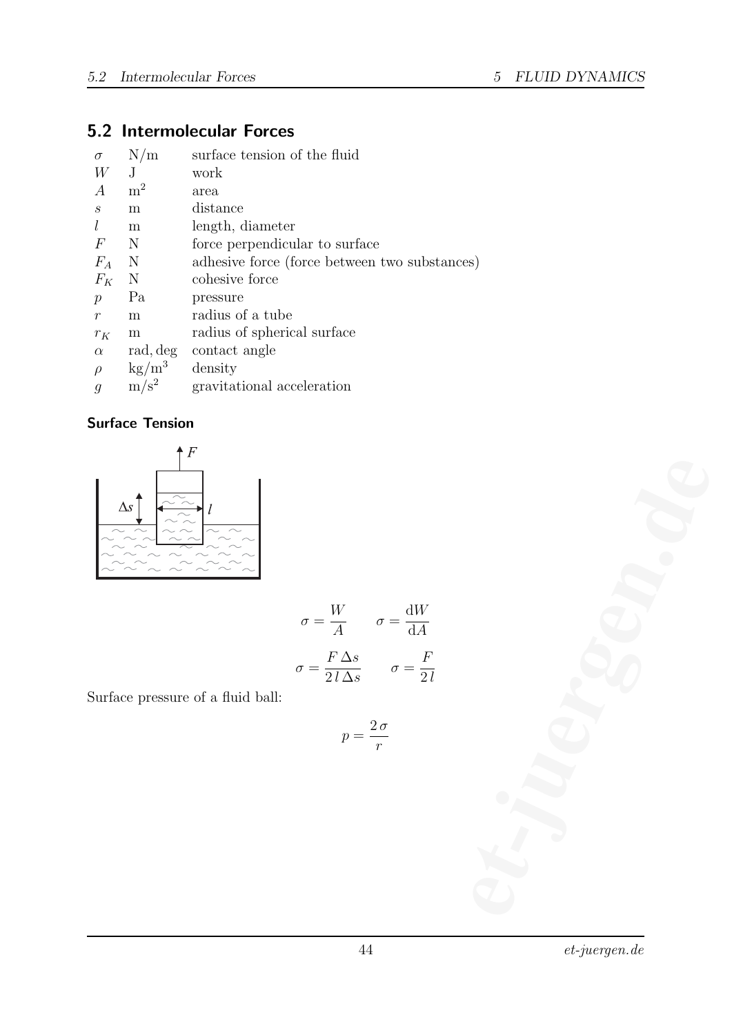## 5.2 Intermolecular Forces

| | | |
|---|---|---|
| $\sigma$ | N/m | surface tension of the fluid |
| $W$ | J | work |
| $A$ | $\mathrm{m}^2$ | area |
| $s$ | m | distance |
| $l$ | m | length, diameter |
| $F$ | N | force perpendicular to surface |
| $F_A$ | N | adhesive force (force between two substances) |
| $F_K$ | N | cohesive force |
| $p$ | Pa | pressure |
| $r$ | m | radius of a tube |
| $r_K$ | m | radius of spherical surface |
| $\alpha$ | rad, deg | contact angle |
| $\rho$ | $\mathrm{kg/m^3}$ | density |
| $g$ | $\mathrm{m/s^2}$ | gravitational acceleration |

### Surface Tension

$F$

$\Delta s$

$l$

$$\sigma = \frac{W}{A} \qquad \sigma = \frac{\mathrm{d}W}{\mathrm{d}A}$$

$$\sigma = \frac{F\,\Delta s}{2\,l\,\Delta s} \qquad \sigma = \frac{F}{2\,l}$$

Surface pressure of a fluid ball:

$$p = \frac{2\,\sigma}{r}$$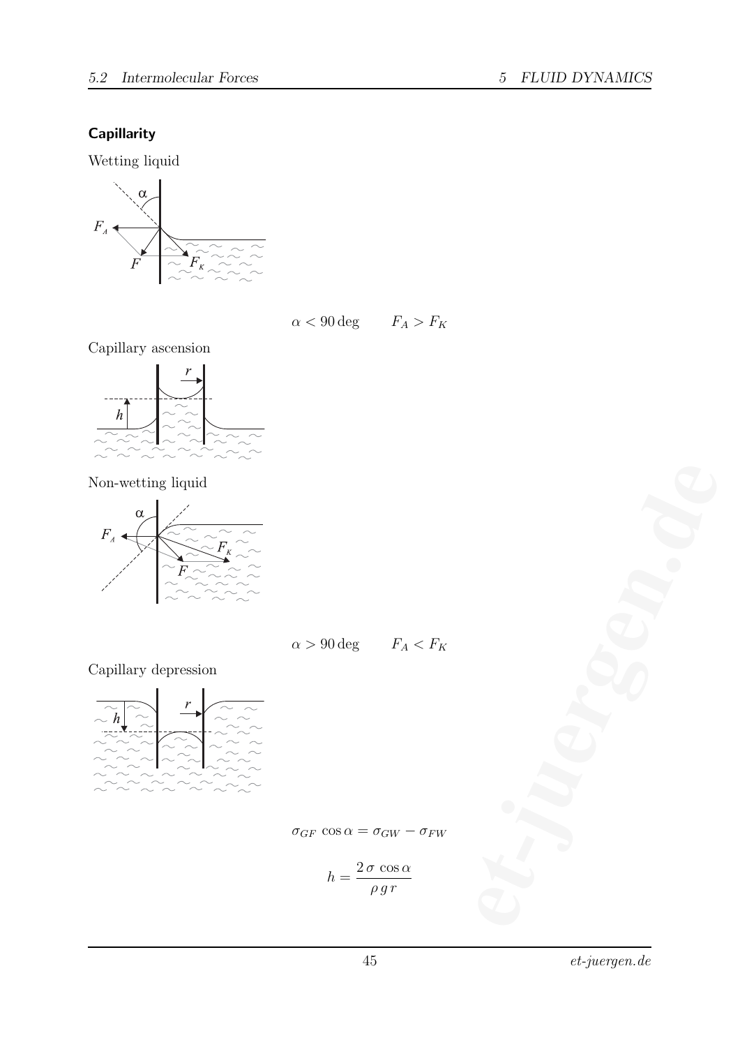### Capillarity

Wetting liquid

$$\alpha < 90\,\deg \qquad F_A > F_K$$

Capillary ascension

Non-wetting liquid

$$\alpha > 90\,\deg \qquad F_A < F_K$$

Capillary depression

$$\sigma_{GF}\,\cos\alpha = \sigma_{GW} - \sigma_{FW}$$

$$h = \frac{2\,\sigma\,\cos\alpha}{\rho\,g\,r}$$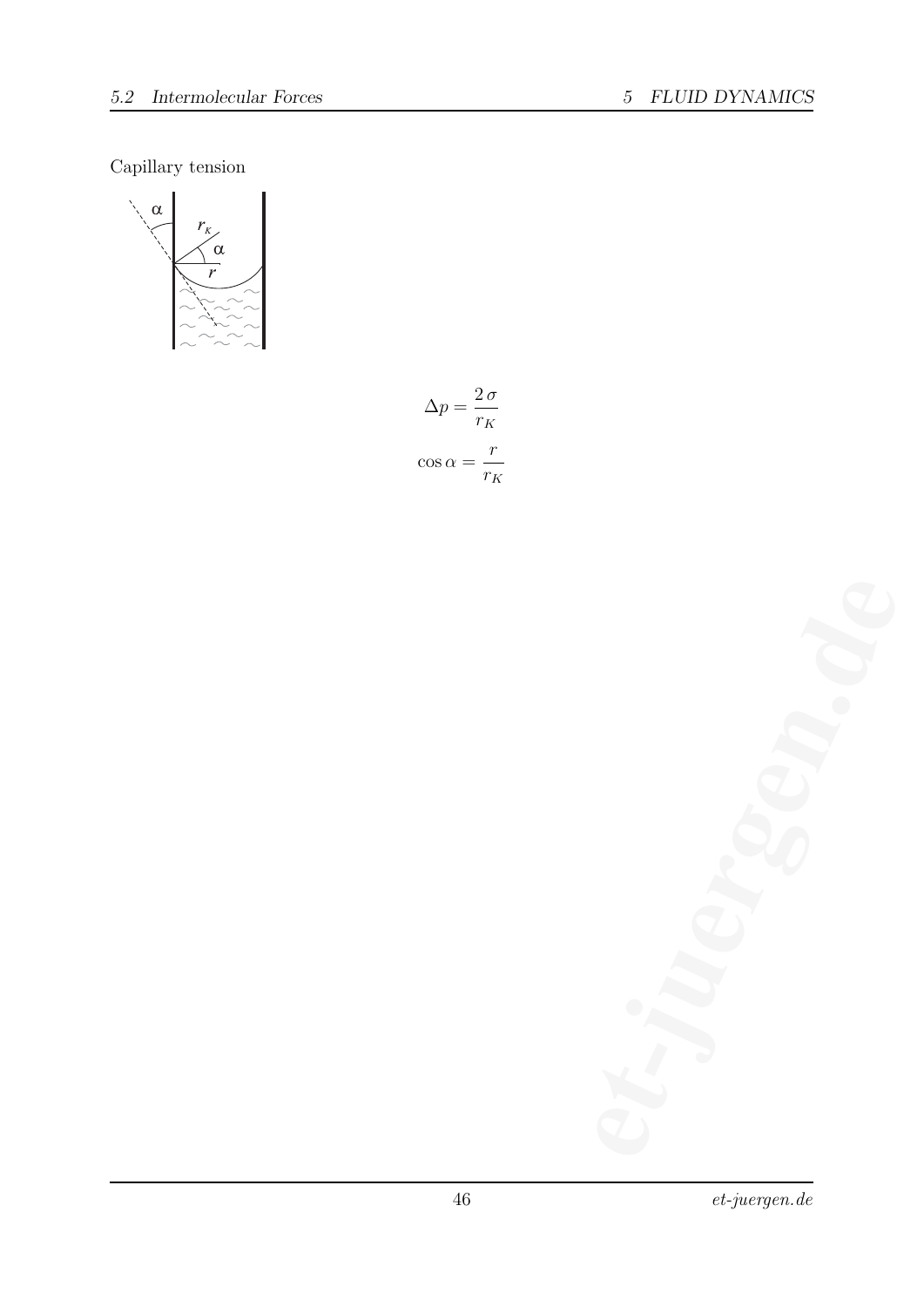Capillary tension

α

$r_K$

α

$r$

$$\Delta p = \frac{2\,\sigma}{r_K}$$

$$\cos\alpha = \frac{r}{r_K}$$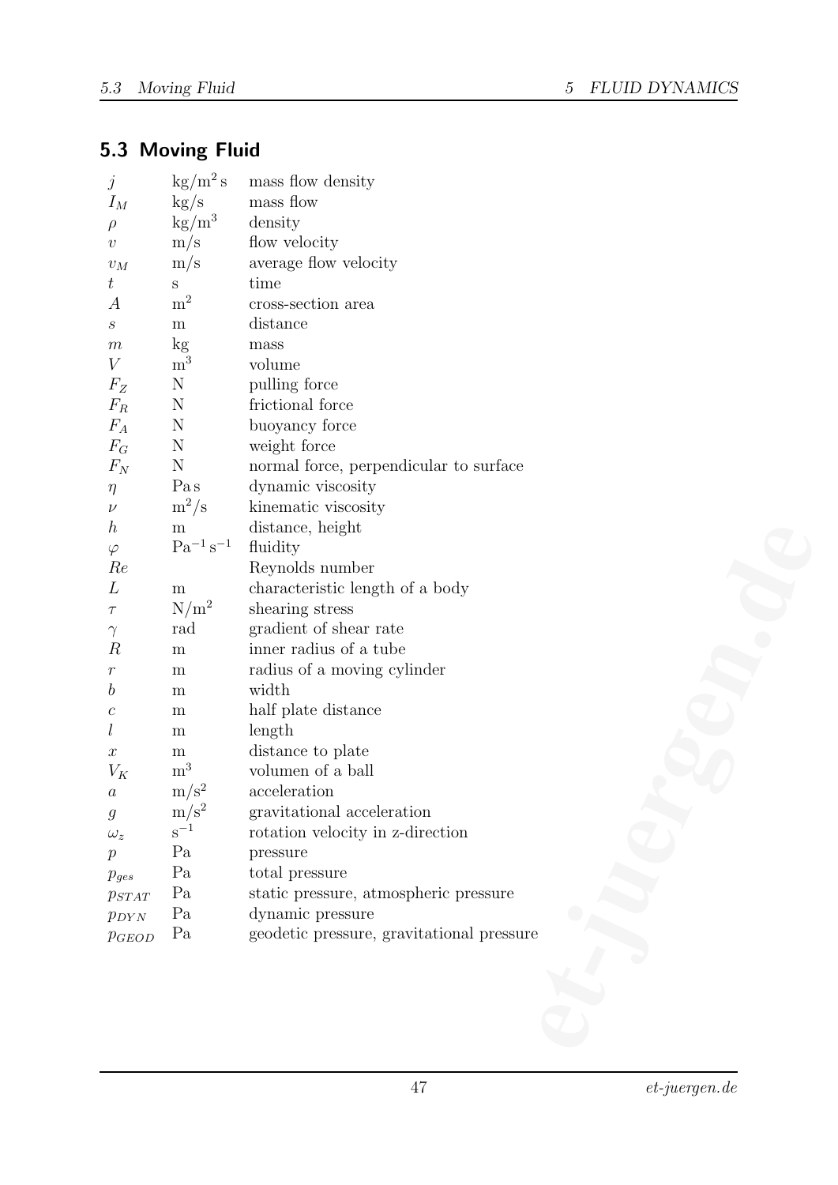## 5.3 Moving Fluid

| | | |
|---|---|---|
| $j$ | $\mathrm{kg/m^2\,s}$ | mass flow density |
| $I_M$ | $\mathrm{kg/s}$ | mass flow |
| $\rho$ | $\mathrm{kg/m^3}$ | density |
| $v$ | $\mathrm{m/s}$ | flow velocity |
| $v_M$ | $\mathrm{m/s}$ | average flow velocity |
| $t$ | $\mathrm{s}$ | time |
| $A$ | $\mathrm{m^2}$ | cross-section area |
| $s$ | $\mathrm{m}$ | distance |
| $m$ | $\mathrm{kg}$ | mass |
| $V$ | $\mathrm{m^3}$ | volume |
| $F_Z$ | $\mathrm{N}$ | pulling force |
| $F_R$ | $\mathrm{N}$ | frictional force |
| $F_A$ | $\mathrm{N}$ | buoyancy force |
| $F_G$ | $\mathrm{N}$ | weight force |
| $F_N$ | $\mathrm{N}$ | normal force, perpendicular to surface |
| $\eta$ | $\mathrm{Pa\,s}$ | dynamic viscosity |
| $\nu$ | $\mathrm{m^2/s}$ | kinematic viscosity |
| $h$ | $\mathrm{m}$ | distance, height |
| $\varphi$ | $\mathrm{Pa^{-1}\,s^{-1}}$ | fluidity |
| $Re$ | | Reynolds number |
| $L$ | $\mathrm{m}$ | characteristic length of a body |
| $\tau$ | $\mathrm{N/m^2}$ | shearing stress |
| $\gamma$ | $\mathrm{rad}$ | gradient of shear rate |
| $R$ | $\mathrm{m}$ | inner radius of a tube |
| $r$ | $\mathrm{m}$ | radius of a moving cylinder |
| $b$ | $\mathrm{m}$ | width |
| $c$ | $\mathrm{m}$ | half plate distance |
| $l$ | $\mathrm{m}$ | length |
| $x$ | $\mathrm{m}$ | distance to plate |
| $V_K$ | $\mathrm{m^3}$ | volumen of a ball |
| $a$ | $\mathrm{m/s^2}$ | acceleration |
| $g$ | $\mathrm{m/s^2}$ | gravitational acceleration |
| $\omega_z$ | $\mathrm{s^{-1}}$ | rotation velocity in z-direction |
| $p$ | $\mathrm{Pa}$ | pressure |
| $p_{ges}$ | $\mathrm{Pa}$ | total pressure |
| $p_{STAT}$ | $\mathrm{Pa}$ | static pressure, atmospheric pressure |
| $p_{DYN}$ | $\mathrm{Pa}$ | dynamic pressure |
| $p_{GEOD}$ | $\mathrm{Pa}$ | geodetic pressure, gravitational pressure |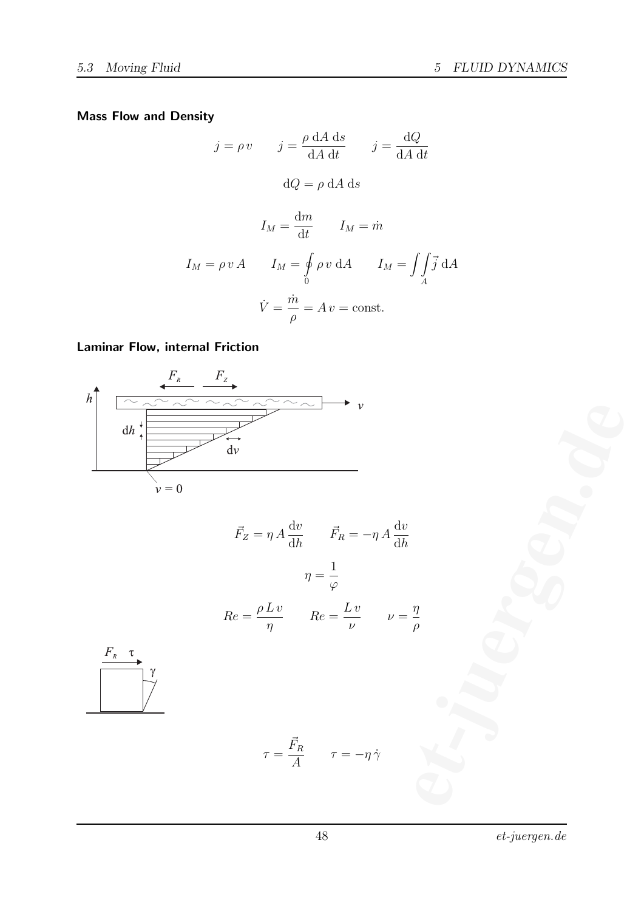### Mass Flow and Density

$$j = \rho\, v \qquad j = \frac{\rho\, \mathrm{d}A\, \mathrm{d}s}{\mathrm{d}A\, \mathrm{d}t} \qquad j = \frac{\mathrm{d}Q}{\mathrm{d}A\, \mathrm{d}t}$$

$$\mathrm{d}Q = \rho\, \mathrm{d}A\, \mathrm{d}s$$

$$I_M = \frac{\mathrm{d}m}{\mathrm{d}t} \qquad I_M = \dot{m}$$

$$I_M = \rho\, v\, A \qquad I_M = \oint_0 \rho\, v\, \mathrm{d}A \qquad I_M = \iint_A \vec{j}\, \mathrm{d}A$$

$$\dot{V} = \frac{\dot{m}}{\rho} = A\, v = \text{const.}$$

### Laminar Flow, internal Friction

$F_R$ $F_Z$

$h$

$v$

$\mathrm{d}h$

$\mathrm{d}v$

$v = 0$

$$\vec{F}_Z = \eta\, A\, \frac{\mathrm{d}v}{\mathrm{d}h} \qquad \vec{F}_R = -\eta\, A\, \frac{\mathrm{d}v}{\mathrm{d}h}$$

$$\eta = \frac{1}{\varphi}$$

$$Re = \frac{\rho\, L\, v}{\eta} \qquad Re = \frac{L\, v}{\nu} \qquad \nu = \frac{\eta}{\rho}$$

$F_R$ $\tau$

$\gamma$

$$\tau = \frac{\vec{F}_R}{A} \qquad \tau = -\eta\, \dot{\gamma}$$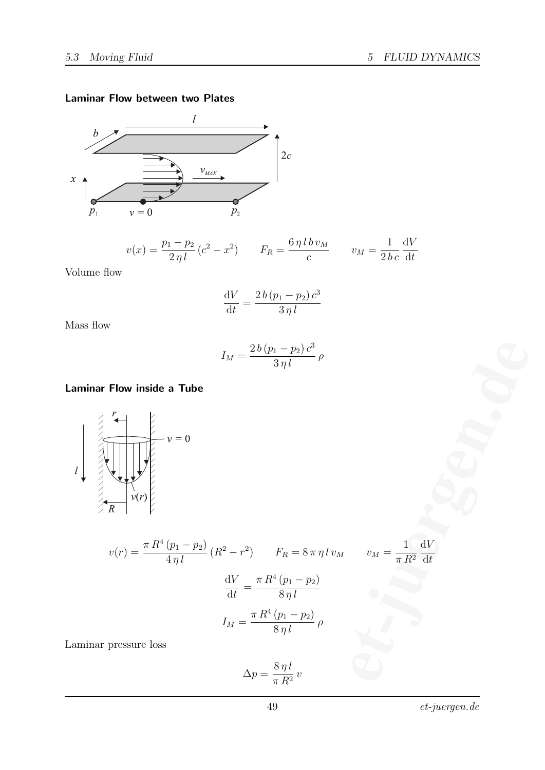### Laminar Flow between two Plates

$$v(x) = \frac{p_1 - p_2}{2\,\eta\,l}\,(c^2 - x^2) \qquad F_R = \frac{6\,\eta\,l\,b\,v_M}{c} \qquad v_M = \frac{1}{2\,b\,c}\,\frac{\mathrm{d}V}{\mathrm{d}t}$$

Volume flow

$$\frac{\mathrm{d}V}{\mathrm{d}t} = \frac{2\,b\,(p_1 - p_2)\,c^3}{3\,\eta\,l}$$

Mass flow

$$I_M = \frac{2\,b\,(p_1 - p_2)\,c^3}{3\,\eta\,l}\,\rho$$

### Laminar Flow inside a Tube

$$v(r) = \frac{\pi\,R^4\,(p_1 - p_2)}{4\,\eta\,l}\,(R^2 - r^2) \qquad F_R = 8\,\pi\,\eta\,l\,v_M \qquad v_M = \frac{1}{\pi\,R^2}\,\frac{\mathrm{d}V}{\mathrm{d}t}$$

$$\frac{\mathrm{d}V}{\mathrm{d}t} = \frac{\pi\,R^4\,(p_1 - p_2)}{8\,\eta\,l}$$

$$I_M = \frac{\pi\,R^4\,(p_1 - p_2)}{8\,\eta\,l}\,\rho$$

Laminar pressure loss

$$\Delta p = \frac{8\,\eta\,l}{\pi\,R^2}\,v$$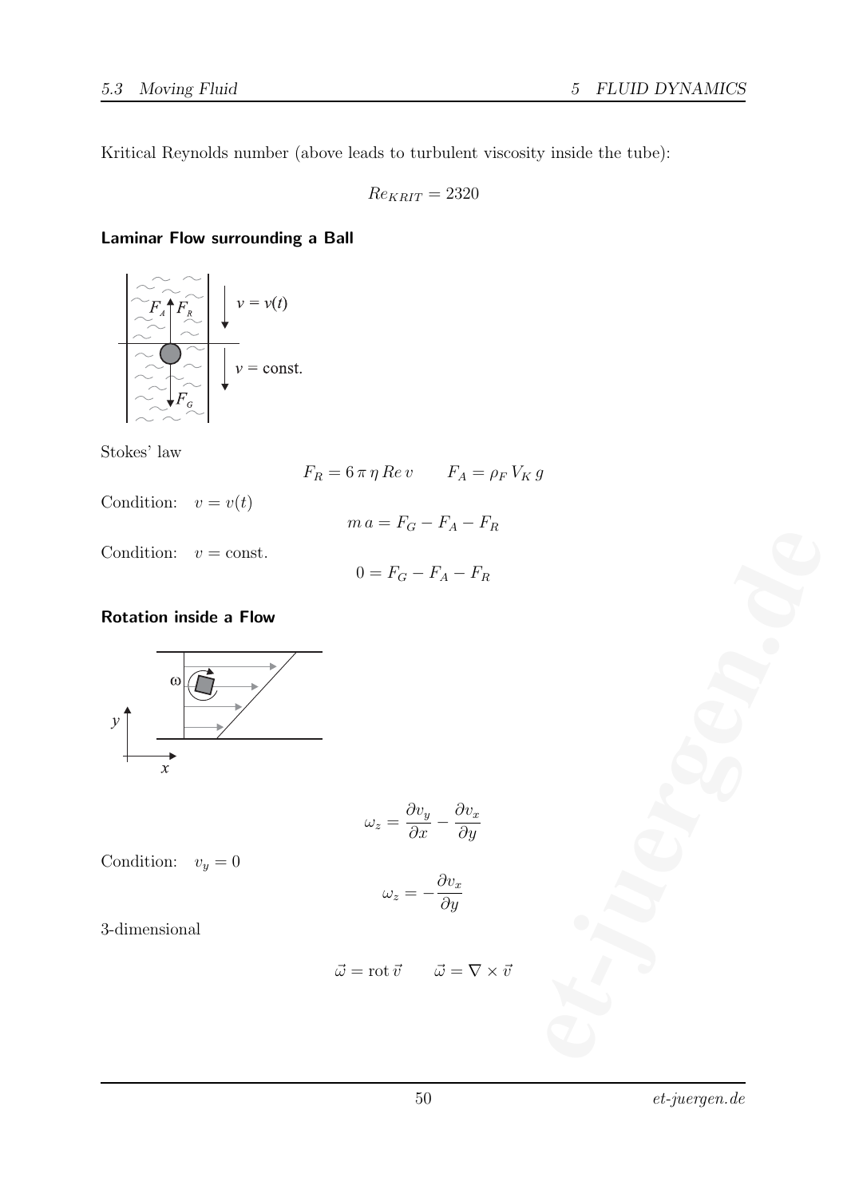Kritical Reynolds number (above leads to turbulent viscosity inside the tube):

$$Re_{KRIT} = 2320$$

### Laminar Flow surrounding a Ball

$F_A$ $F_R$

$v = v(t)$

$v = \text{const.}$

$F_G$

Stokes' law

$$F_R = 6\,\pi\,\eta\,Re\,v \qquad F_A = \rho_F\,V_K\,g$$

Condition: $v = v(t)$

$$m\,a = F_G - F_A - F_R$$

Condition: $v = \text{const.}$

$$0 = F_G - F_A - F_R$$

### Rotation inside a Flow

ω

y

x

$$\omega_z = \frac{\partial v_y}{\partial x} - \frac{\partial v_x}{\partial y}$$

Condition: $v_y = 0$

$$\omega_z = -\frac{\partial v_x}{\partial y}$$

3-dimensional

$$\vec{\omega} = \operatorname{rot}\vec{v} \qquad \vec{\omega} = \nabla \times \vec{v}$$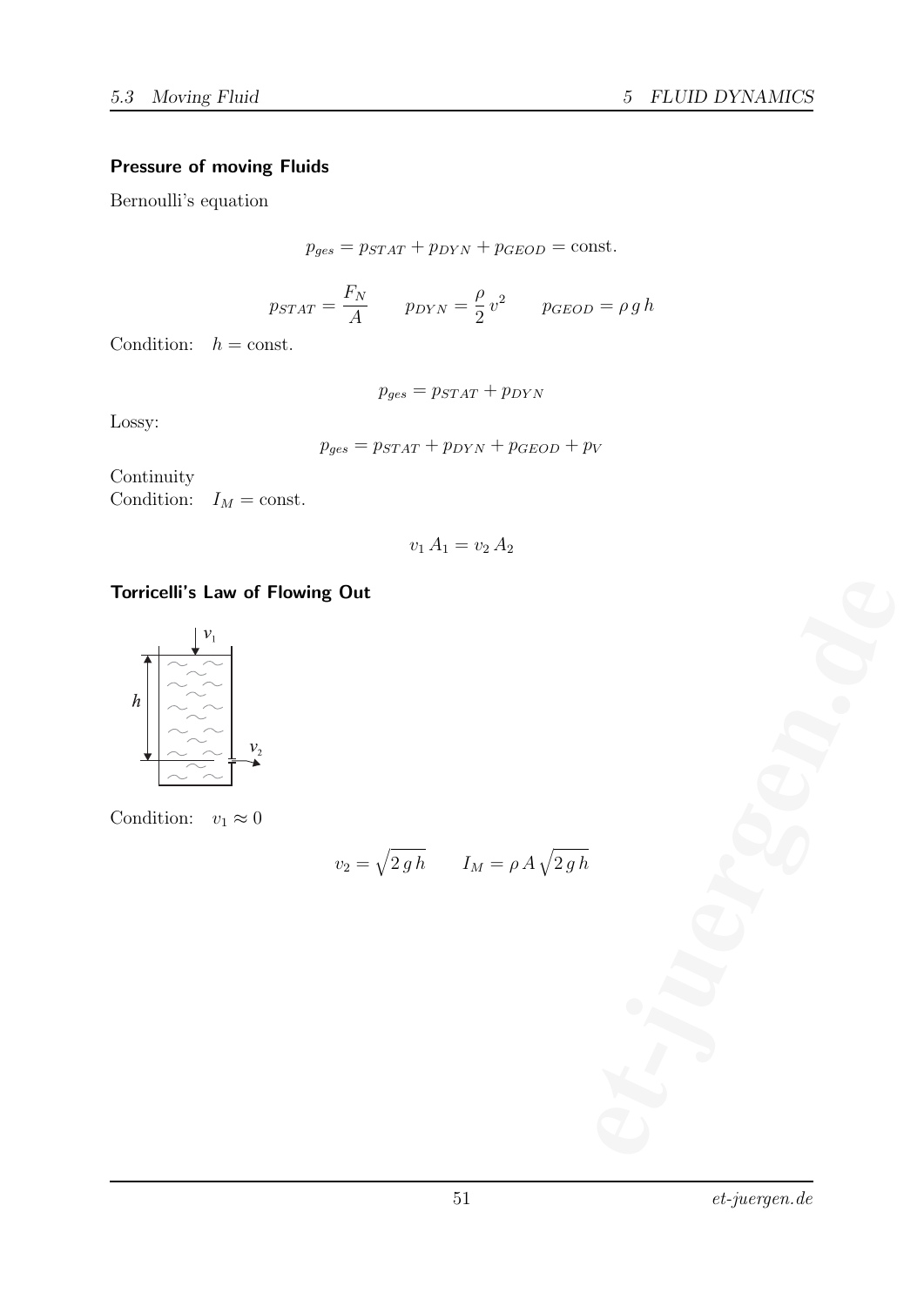### Pressure of moving Fluids

Bernoulli's equation

$$p_{ges} = p_{STAT} + p_{DYN} + p_{GEOD} = \text{const.}$$

$$p_{STAT} = \frac{F_N}{A} \qquad p_{DYN} = \frac{\rho}{2}\,v^2 \qquad p_{GEOD} = \rho\,g\,h$$

Condition: $h = \text{const.}$

$$p_{ges} = p_{STAT} + p_{DYN}$$

Lossy:

$$p_{ges} = p_{STAT} + p_{DYN} + p_{GEOD} + p_V$$

Continuity
Condition: $I_M = \text{const.}$

$$v_1\,A_1 = v_2\,A_2$$

### Torricelli's Law of Flowing Out

$v_1$

$h$

$v_2$

Condition: $v_1 \approx 0$

$$v_2 = \sqrt{2\,g\,h} \qquad I_M = \rho\,A\,\sqrt{2\,g\,h}$$